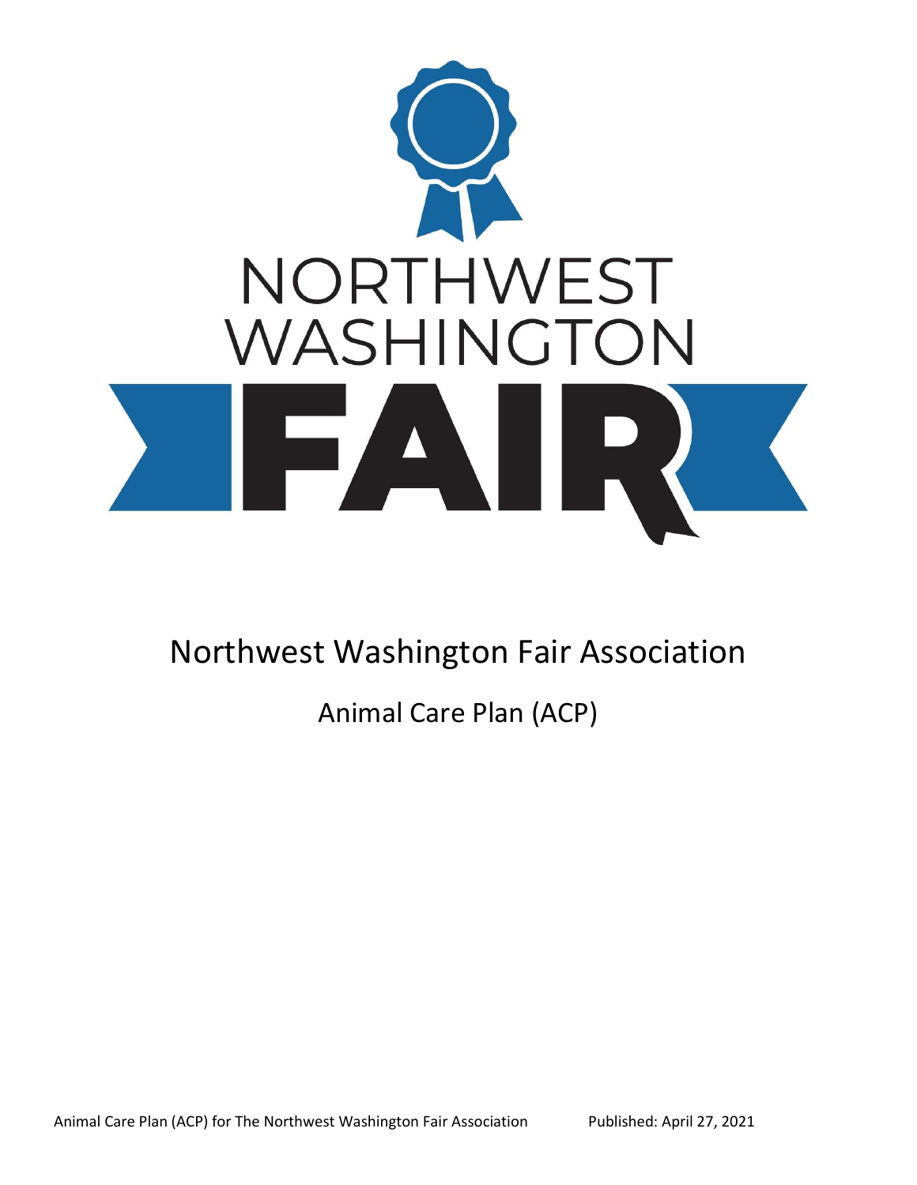NORTHWEST WASHINGTON FAIR

# Northwest Washington Fair Association

## Animal Care Plan (ACP)

Animal Care Plan (ACP) for The Northwest Washington Fair Association Published: April 27, 2021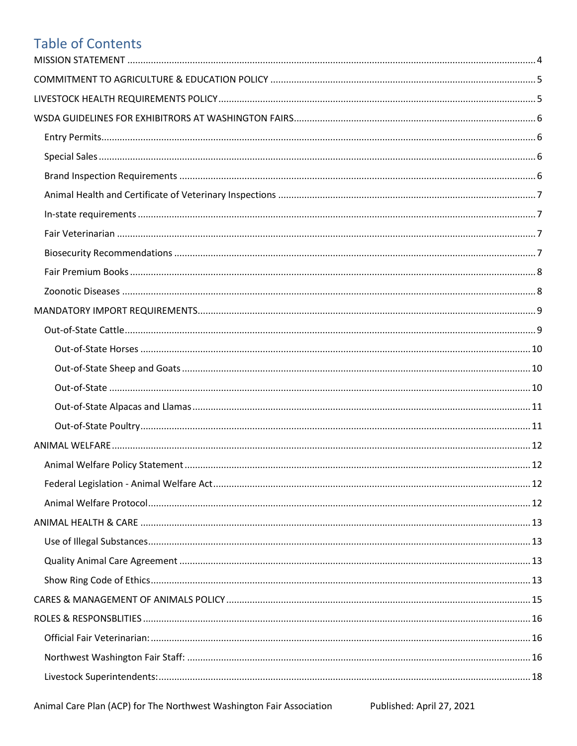# Table of Contents

MISSION STATEMENT ..... 4

COMMITMENT TO AGRICULTURE & EDUCATION POLICY ..... 5

LIVESTOCK HEALTH REQUIREMENTS POLICY ..... 5

WSDA GUIDELINES FOR EXHIBITRORS AT WASHINGTON FAIRS ..... 6

- Entry Permits ..... 6
- Special Sales ..... 6
- Brand Inspection Requirements ..... 6
- Animal Health and Certificate of Veterinary Inspections ..... 7
- In-state requirements ..... 7
- Fair Veterinarian ..... 7
- Biosecurity Recommendations ..... 7
- Fair Premium Books ..... 8
- Zoonotic Diseases ..... 8

MANDATORY IMPORT REQUIREMENTS ..... 9

- Out-of-State Cattle ..... 9
  - Out-of-State Horses ..... 10
  - Out-of-State Sheep and Goats ..... 10
  - Out-of-State ..... 10
  - Out-of-State Alpacas and Llamas ..... 11
  - Out-of-State Poultry ..... 11

ANIMAL WELFARE ..... 12

- Animal Welfare Policy Statement ..... 12
- Federal Legislation - Animal Welfare Act ..... 12
- Animal Welfare Protocol ..... 12

ANIMAL HEALTH & CARE ..... 13

- Use of Illegal Substances ..... 13
- Quality Animal Care Agreement ..... 13
- Show Ring Code of Ethics ..... 13

CARES & MANAGEMENT OF ANIMALS POLICY ..... 15

ROLES & RESPONSBLITIES ..... 16

- Official Fair Veterinarian: ..... 16
- Northwest Washington Fair Staff: ..... 16
- Livestock Superintendents: ..... 18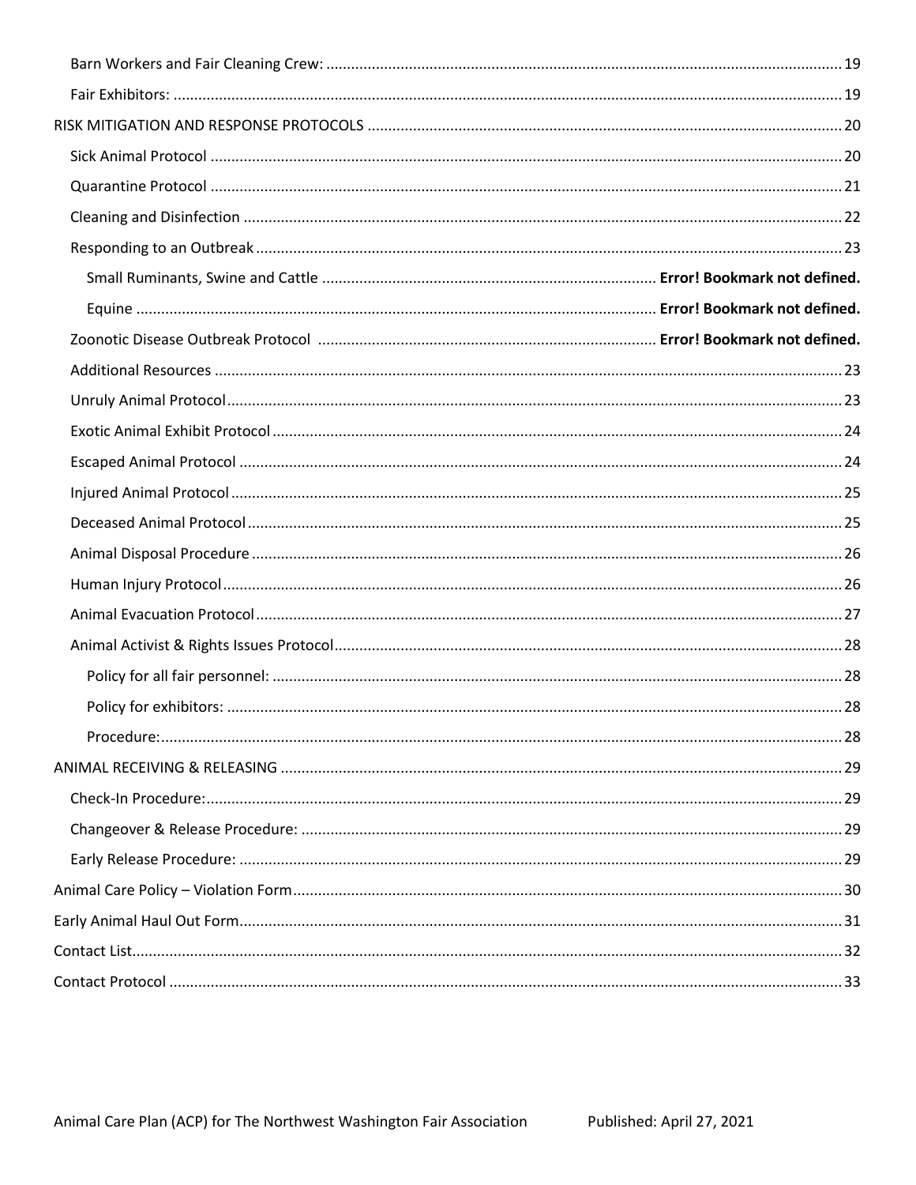- Barn Workers and Fair Cleaning Crew: 19
- Fair Exhibitors: 19

RISK MITIGATION AND RESPONSE PROTOCOLS 20

- Sick Animal Protocol 20
- Quarantine Protocol 21
- Cleaning and Disinfection 22
- Responding to an Outbreak 23
  - Small Ruminants, Swine and Cattle **Error! Bookmark not defined.**
  - Equine **Error! Bookmark not defined.**
- Zoonotic Disease Outbreak Protocol **Error! Bookmark not defined.**
- Additional Resources 23
- Unruly Animal Protocol 23
- Exotic Animal Exhibit Protocol 24
- Escaped Animal Protocol 24
- Injured Animal Protocol 25
- Deceased Animal Protocol 25
- Animal Disposal Procedure 26
- Human Injury Protocol 26
- Animal Evacuation Protocol 27
- Animal Activist & Rights Issues Protocol 28
  - Policy for all fair personnel: 28
  - Policy for exhibitors: 28
  - Procedure: 28

ANIMAL RECEIVING & RELEASING 29

- Check-In Procedure: 29
- Changeover & Release Procedure: 29
- Early Release Procedure: 29

Animal Care Policy – Violation Form 30

Early Animal Haul Out Form 31

Contact List 32

Contact Protocol 33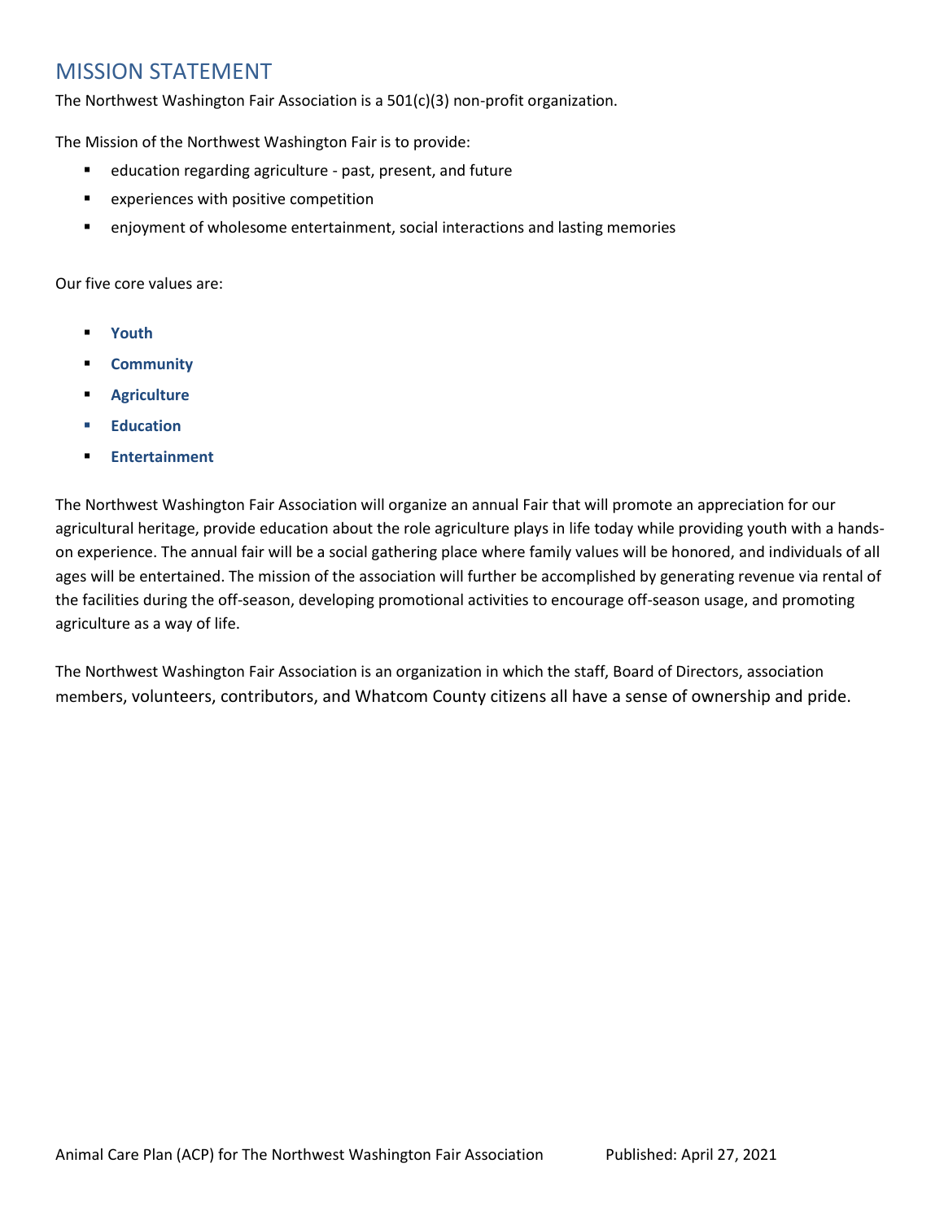# MISSION STATEMENT

The Northwest Washington Fair Association is a 501(c)(3) non-profit organization.

The Mission of the Northwest Washington Fair is to provide:

- education regarding agriculture - past, present, and future
- experiences with positive competition
- enjoyment of wholesome entertainment, social interactions and lasting memories

Our five core values are:

- **Youth**
- **Community**
- **Agriculture**
- **Education**
- **Entertainment**

The Northwest Washington Fair Association will organize an annual Fair that will promote an appreciation for our agricultural heritage, provide education about the role agriculture plays in life today while providing youth with a hands-on experience. The annual fair will be a social gathering place where family values will be honored, and individuals of all ages will be entertained. The mission of the association will further be accomplished by generating revenue via rental of the facilities during the off-season, developing promotional activities to encourage off-season usage, and promoting agriculture as a way of life.

The Northwest Washington Fair Association is an organization in which the staff, Board of Directors, association members, volunteers, contributors, and Whatcom County citizens all have a sense of ownership and pride.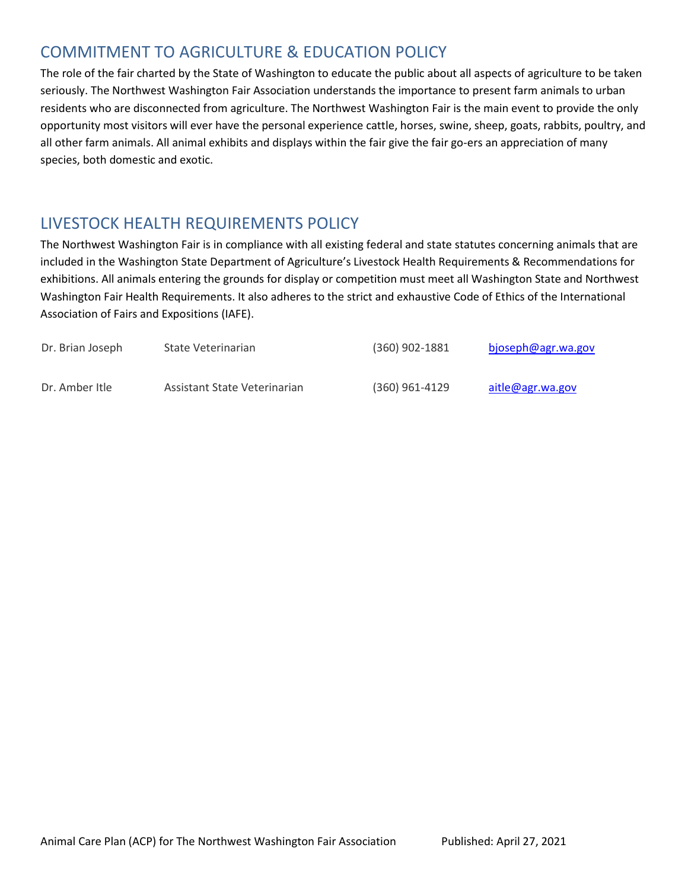## COMMITMENT TO AGRICULTURE & EDUCATION POLICY

The role of the fair charted by the State of Washington to educate the public about all aspects of agriculture to be taken seriously. The Northwest Washington Fair Association understands the importance to present farm animals to urban residents who are disconnected from agriculture. The Northwest Washington Fair is the main event to provide the only opportunity most visitors will ever have the personal experience cattle, horses, swine, sheep, goats, rabbits, poultry, and all other farm animals. All animal exhibits and displays within the fair give the fair go-ers an appreciation of many species, both domestic and exotic.

## LIVESTOCK HEALTH REQUIREMENTS POLICY

The Northwest Washington Fair is in compliance with all existing federal and state statutes concerning animals that are included in the Washington State Department of Agriculture's Livestock Health Requirements & Recommendations for exhibitions. All animals entering the grounds for display or competition must meet all Washington State and Northwest Washington Fair Health Requirements. It also adheres to the strict and exhaustive Code of Ethics of the International Association of Fairs and Expositions (IAFE).

| | | | |
|---|---|---|---|
| Dr. Brian Joseph | State Veterinarian | (360) 902-1881 | bjoseph@agr.wa.gov |
| Dr. Amber Itle | Assistant State Veterinarian | (360) 961-4129 | aitle@agr.wa.gov |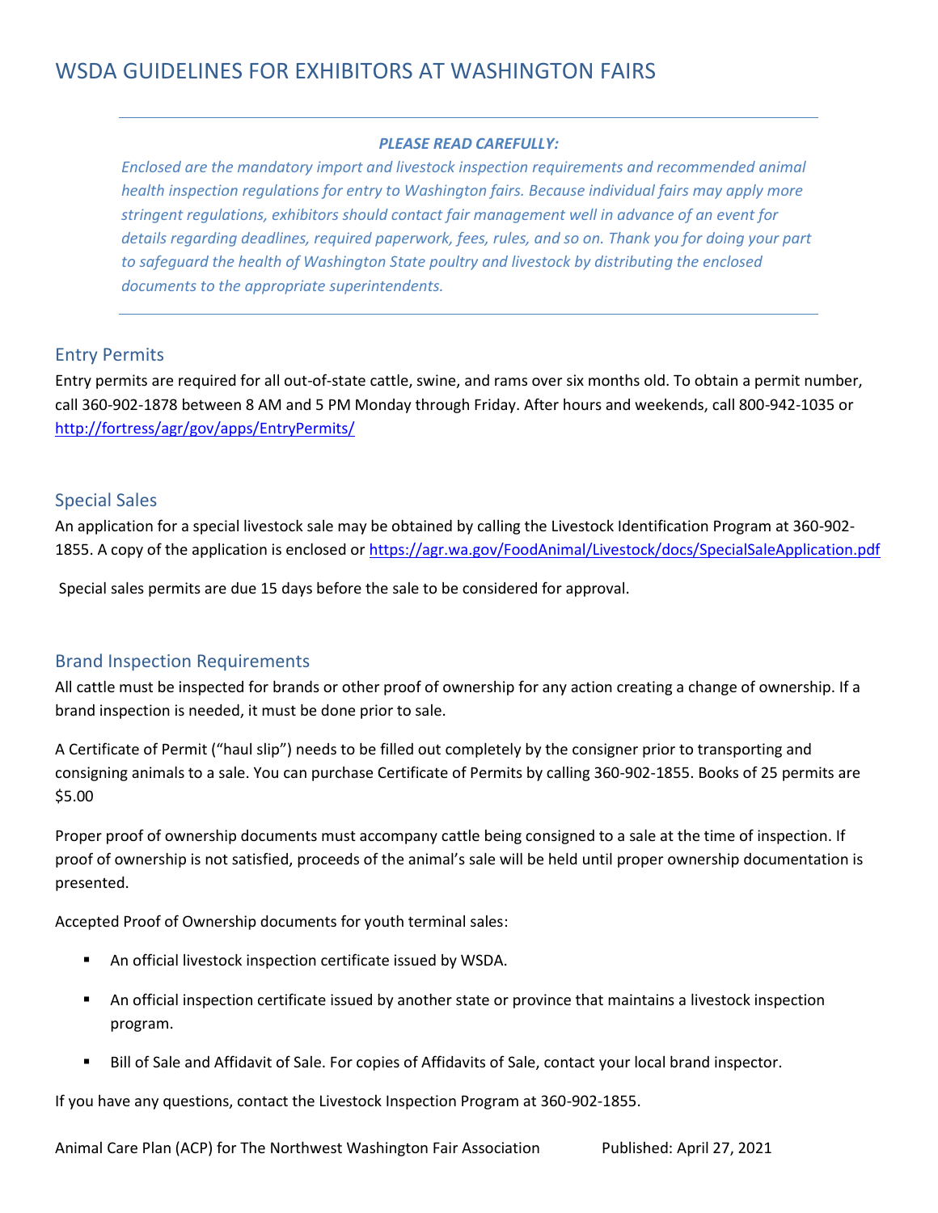# WSDA GUIDELINES FOR EXHIBITORS AT WASHINGTON FAIRS

***PLEASE READ CAREFULLY:***

*Enclosed are the mandatory import and livestock inspection requirements and recommended animal health inspection regulations for entry to Washington fairs. Because individual fairs may apply more stringent regulations, exhibitors should contact fair management well in advance of an event for details regarding deadlines, required paperwork, fees, rules, and so on. Thank you for doing your part to safeguard the health of Washington State poultry and livestock by distributing the enclosed documents to the appropriate superintendents.*

## Entry Permits

Entry permits are required for all out-of-state cattle, swine, and rams over six months old. To obtain a permit number, call 360-902-1878 between 8 AM and 5 PM Monday through Friday. After hours and weekends, call 800-942-1035 or http://fortress/agr/gov/apps/EntryPermits/

## Special Sales

An application for a special livestock sale may be obtained by calling the Livestock Identification Program at 360-902-1855. A copy of the application is enclosed or https://agr.wa.gov/FoodAnimal/Livestock/docs/SpecialSaleApplication.pdf

Special sales permits are due 15 days before the sale to be considered for approval.

## Brand Inspection Requirements

All cattle must be inspected for brands or other proof of ownership for any action creating a change of ownership. If a brand inspection is needed, it must be done prior to sale.

A Certificate of Permit ("haul slip") needs to be filled out completely by the consigner prior to transporting and consigning animals to a sale. You can purchase Certificate of Permits by calling 360-902-1855. Books of 25 permits are $5.00

Proper proof of ownership documents must accompany cattle being consigned to a sale at the time of inspection. If proof of ownership is not satisfied, proceeds of the animal's sale will be held until proper ownership documentation is presented.

Accepted Proof of Ownership documents for youth terminal sales:

- An official livestock inspection certificate issued by WSDA.
- An official inspection certificate issued by another state or province that maintains a livestock inspection program.
- Bill of Sale and Affidavit of Sale. For copies of Affidavits of Sale, contact your local brand inspector.

If you have any questions, contact the Livestock Inspection Program at 360-902-1855.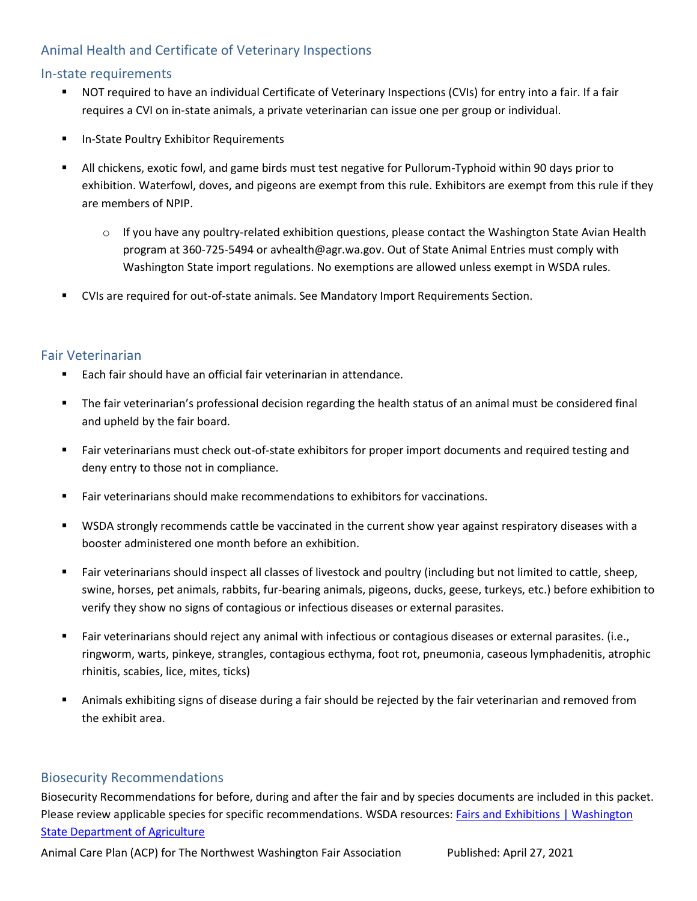## Animal Health and Certificate of Veterinary Inspections

### In-state requirements

- NOT required to have an individual Certificate of Veterinary Inspections (CVIs) for entry into a fair. If a fair requires a CVI on in-state animals, a private veterinarian can issue one per group or individual.
- In-State Poultry Exhibitor Requirements
- All chickens, exotic fowl, and game birds must test negative for Pullorum-Typhoid within 90 days prior to exhibition. Waterfowl, doves, and pigeons are exempt from this rule. Exhibitors are exempt from this rule if they are members of NPIP.
  - If you have any poultry-related exhibition questions, please contact the Washington State Avian Health program at 360-725-5494 or avhealth@agr.wa.gov. Out of State Animal Entries must comply with Washington State import regulations. No exemptions are allowed unless exempt in WSDA rules.
- CVIs are required for out-of-state animals. See Mandatory Import Requirements Section.

### Fair Veterinarian

- Each fair should have an official fair veterinarian in attendance.
- The fair veterinarian's professional decision regarding the health status of an animal must be considered final and upheld by the fair board.
- Fair veterinarians must check out-of-state exhibitors for proper import documents and required testing and deny entry to those not in compliance.
- Fair veterinarians should make recommendations to exhibitors for vaccinations.
- WSDA strongly recommends cattle be vaccinated in the current show year against respiratory diseases with a booster administered one month before an exhibition.
- Fair veterinarians should inspect all classes of livestock and poultry (including but not limited to cattle, sheep, swine, horses, pet animals, rabbits, fur-bearing animals, pigeons, ducks, geese, turkeys, etc.) before exhibition to verify they show no signs of contagious or infectious diseases or external parasites.
- Fair veterinarians should reject any animal with infectious or contagious diseases or external parasites. (i.e., ringworm, warts, pinkeye, strangles, contagious ecthyma, foot rot, pneumonia, caseous lymphadenitis, atrophic rhinitis, scabies, lice, mites, ticks)
- Animals exhibiting signs of disease during a fair should be rejected by the fair veterinarian and removed from the exhibit area.

### Biosecurity Recommendations

Biosecurity Recommendations for before, during and after the fair and by species documents are included in this packet. Please review applicable species for specific recommendations. WSDA resources: [Fairs and Exhibitions | Washington State Department of Agriculture]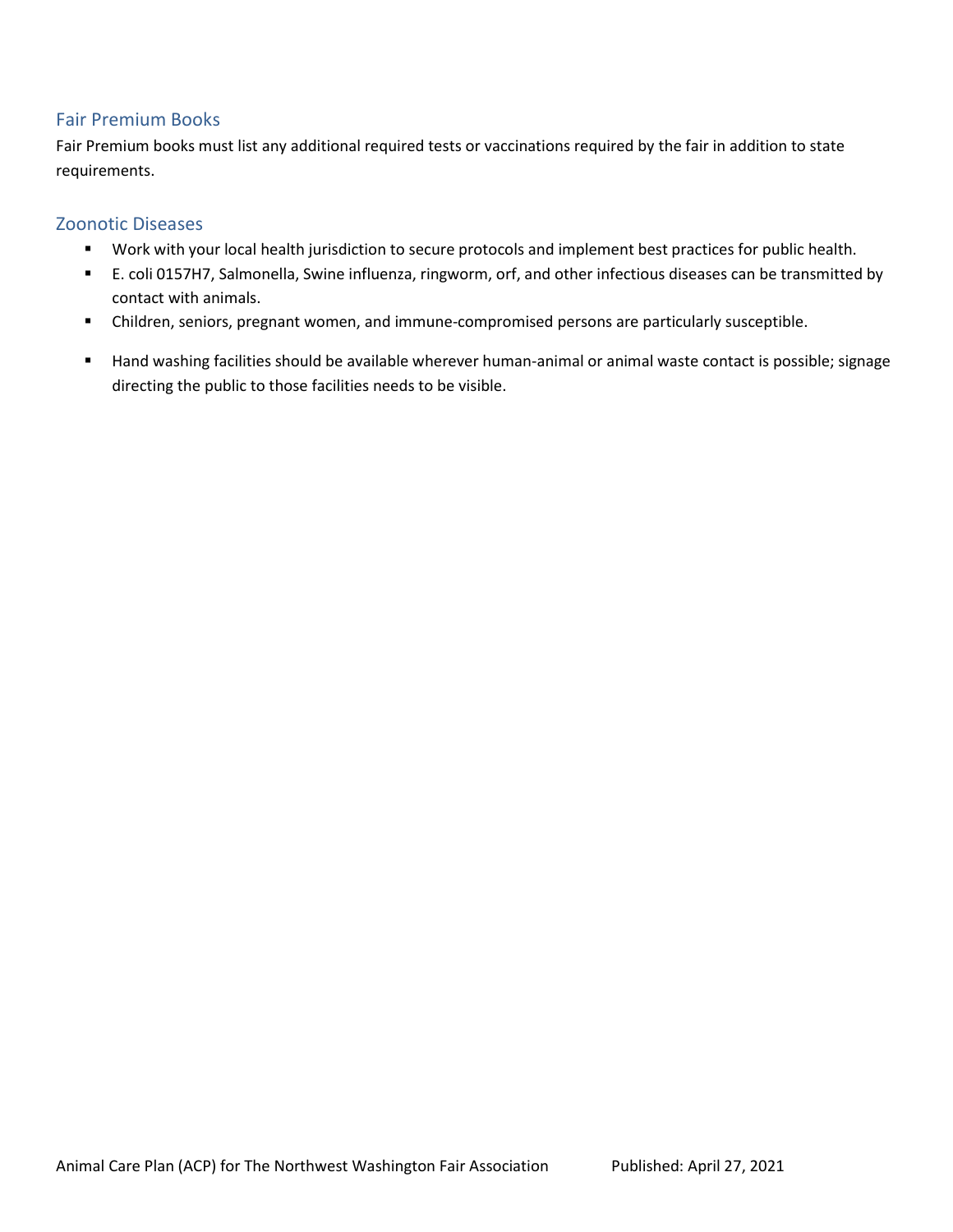## Fair Premium Books

Fair Premium books must list any additional required tests or vaccinations required by the fair in addition to state requirements.

## Zoonotic Diseases

- Work with your local health jurisdiction to secure protocols and implement best practices for public health.
- E. coli 0157H7, Salmonella, Swine influenza, ringworm, orf, and other infectious diseases can be transmitted by contact with animals.
- Children, seniors, pregnant women, and immune-compromised persons are particularly susceptible.
- Hand washing facilities should be available wherever human-animal or animal waste contact is possible; signage directing the public to those facilities needs to be visible.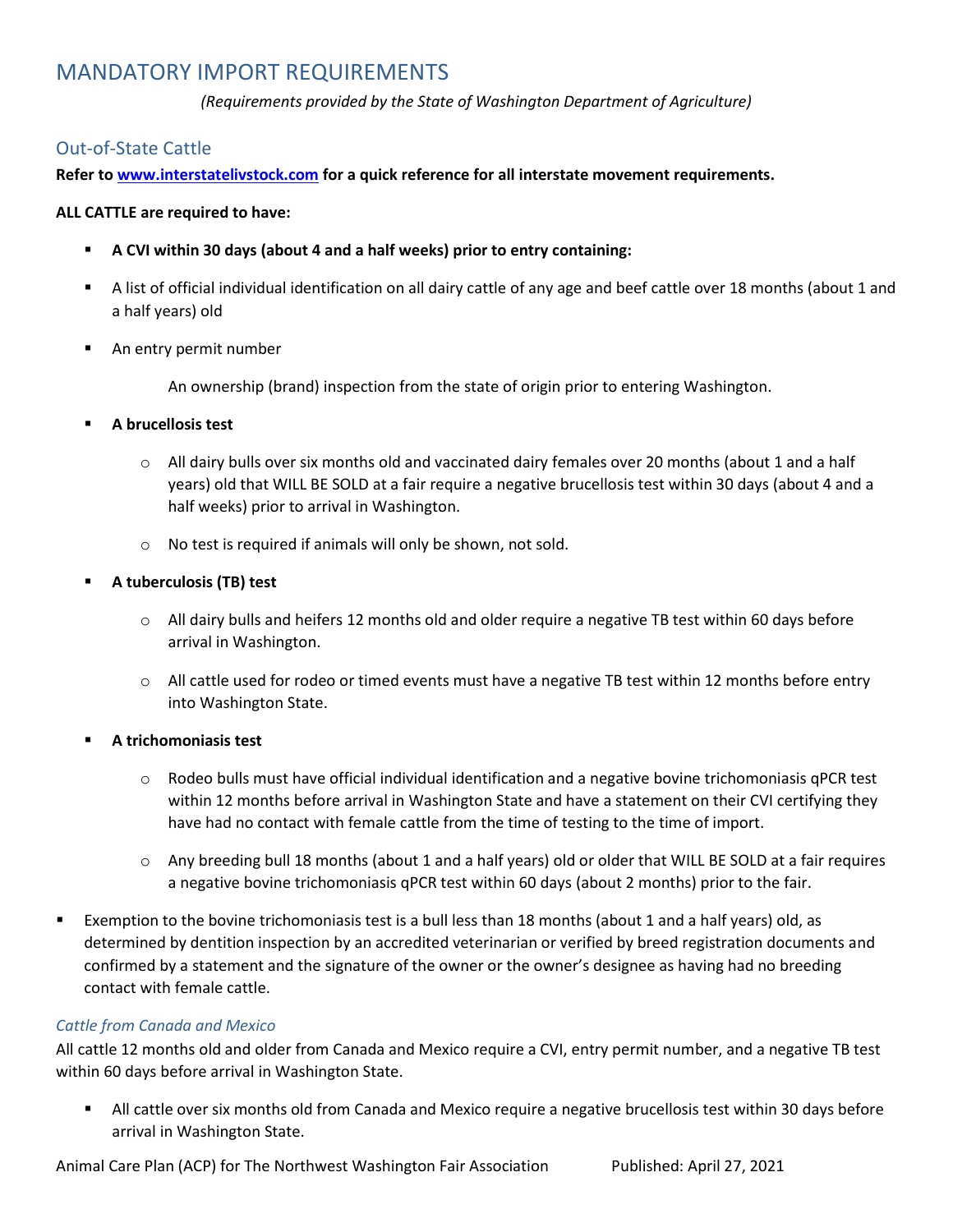# MANDATORY IMPORT REQUIREMENTS

*(Requirements provided by the State of Washington Department of Agriculture)*

## Out-of-State Cattle

**Refer to [www.interstatelivstock.com](www.interstatelivstock.com) for a quick reference for all interstate movement requirements.**

**ALL CATTLE are required to have:**

- **A CVI within 30 days (about 4 and a half weeks) prior to entry containing:**
- A list of official individual identification on all dairy cattle of any age and beef cattle over 18 months (about 1 and a half years) old
- An entry permit number

  An ownership (brand) inspection from the state of origin prior to entering Washington.

- **A brucellosis test**
  - All dairy bulls over six months old and vaccinated dairy females over 20 months (about 1 and a half years) old that WILL BE SOLD at a fair require a negative brucellosis test within 30 days (about 4 and a half weeks) prior to arrival in Washington.
  - No test is required if animals will only be shown, not sold.
- **A tuberculosis (TB) test**
  - All dairy bulls and heifers 12 months old and older require a negative TB test within 60 days before arrival in Washington.
  - All cattle used for rodeo or timed events must have a negative TB test within 12 months before entry into Washington State.
- **A trichomoniasis test**
  - Rodeo bulls must have official individual identification and a negative bovine trichomoniasis qPCR test within 12 months before arrival in Washington State and have a statement on their CVI certifying they have had no contact with female cattle from the time of testing to the time of import.
  - Any breeding bull 18 months (about 1 and a half years) old or older that WILL BE SOLD at a fair requires a negative bovine trichomoniasis qPCR test within 60 days (about 2 months) prior to the fair.

- Exemption to the bovine trichomoniasis test is a bull less than 18 months (about 1 and a half years) old, as determined by dentition inspection by an accredited veterinarian or verified by breed registration documents and confirmed by a statement and the signature of the owner or the owner's designee as having had no breeding contact with female cattle.

### *Cattle from Canada and Mexico*

All cattle 12 months old and older from Canada and Mexico require a CVI, entry permit number, and a negative TB test within 60 days before arrival in Washington State.

- All cattle over six months old from Canada and Mexico require a negative brucellosis test within 30 days before arrival in Washington State.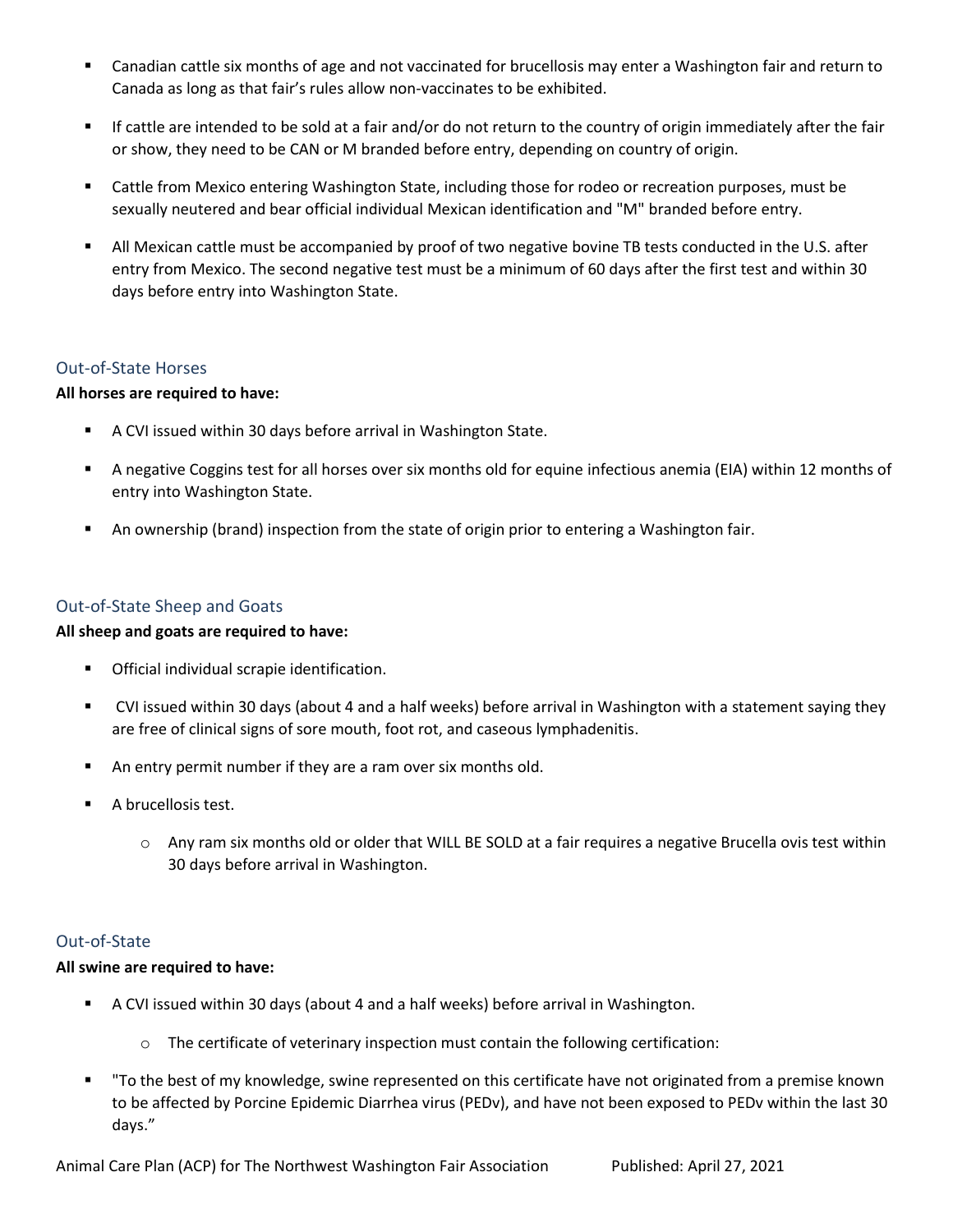- Canadian cattle six months of age and not vaccinated for brucellosis may enter a Washington fair and return to Canada as long as that fair's rules allow non-vaccinates to be exhibited.
- If cattle are intended to be sold at a fair and/or do not return to the country of origin immediately after the fair or show, they need to be CAN or M branded before entry, depending on country of origin.
- Cattle from Mexico entering Washington State, including those for rodeo or recreation purposes, must be sexually neutered and bear official individual Mexican identification and "M" branded before entry.
- All Mexican cattle must be accompanied by proof of two negative bovine TB tests conducted in the U.S. after entry from Mexico. The second negative test must be a minimum of 60 days after the first test and within 30 days before entry into Washington State.

## Out-of-State Horses

**All horses are required to have:**

- A CVI issued within 30 days before arrival in Washington State.
- A negative Coggins test for all horses over six months old for equine infectious anemia (EIA) within 12 months of entry into Washington State.
- An ownership (brand) inspection from the state of origin prior to entering a Washington fair.

## Out-of-State Sheep and Goats

**All sheep and goats are required to have:**

- Official individual scrapie identification.
- CVI issued within 30 days (about 4 and a half weeks) before arrival in Washington with a statement saying they are free of clinical signs of sore mouth, foot rot, and caseous lymphadenitis.
- An entry permit number if they are a ram over six months old.
- A brucellosis test.
  - Any ram six months old or older that WILL BE SOLD at a fair requires a negative Brucella ovis test within 30 days before arrival in Washington.

## Out-of-State

**All swine are required to have:**

- A CVI issued within 30 days (about 4 and a half weeks) before arrival in Washington.
  - The certificate of veterinary inspection must contain the following certification:
- "To the best of my knowledge, swine represented on this certificate have not originated from a premise known to be affected by Porcine Epidemic Diarrhea virus (PEDv), and have not been exposed to PEDv within the last 30 days."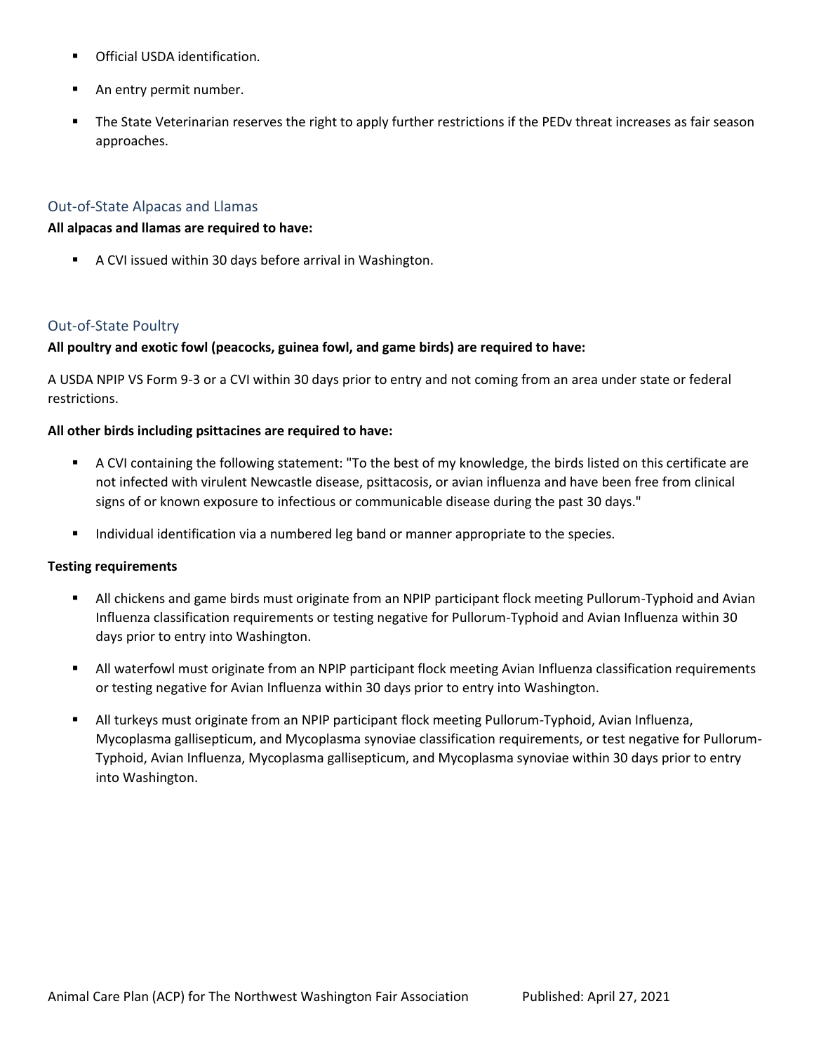- Official USDA identification.
- An entry permit number.
- The State Veterinarian reserves the right to apply further restrictions if the PEDv threat increases as fair season approaches.

### Out-of-State Alpacas and Llamas

**All alpacas and llamas are required to have:**

- A CVI issued within 30 days before arrival in Washington.

### Out-of-State Poultry

**All poultry and exotic fowl (peacocks, guinea fowl, and game birds) are required to have:**

A USDA NPIP VS Form 9-3 or a CVI within 30 days prior to entry and not coming from an area under state or federal restrictions.

**All other birds including psittacines are required to have:**

- A CVI containing the following statement: "To the best of my knowledge, the birds listed on this certificate are not infected with virulent Newcastle disease, psittacosis, or avian influenza and have been free from clinical signs of or known exposure to infectious or communicable disease during the past 30 days."
- Individual identification via a numbered leg band or manner appropriate to the species.

**Testing requirements**

- All chickens and game birds must originate from an NPIP participant flock meeting Pullorum-Typhoid and Avian Influenza classification requirements or testing negative for Pullorum-Typhoid and Avian Influenza within 30 days prior to entry into Washington.
- All waterfowl must originate from an NPIP participant flock meeting Avian Influenza classification requirements or testing negative for Avian Influenza within 30 days prior to entry into Washington.
- All turkeys must originate from an NPIP participant flock meeting Pullorum-Typhoid, Avian Influenza, Mycoplasma gallisepticum, and Mycoplasma synoviae classification requirements, or test negative for Pullorum-Typhoid, Avian Influenza, Mycoplasma gallisepticum, and Mycoplasma synoviae within 30 days prior to entry into Washington.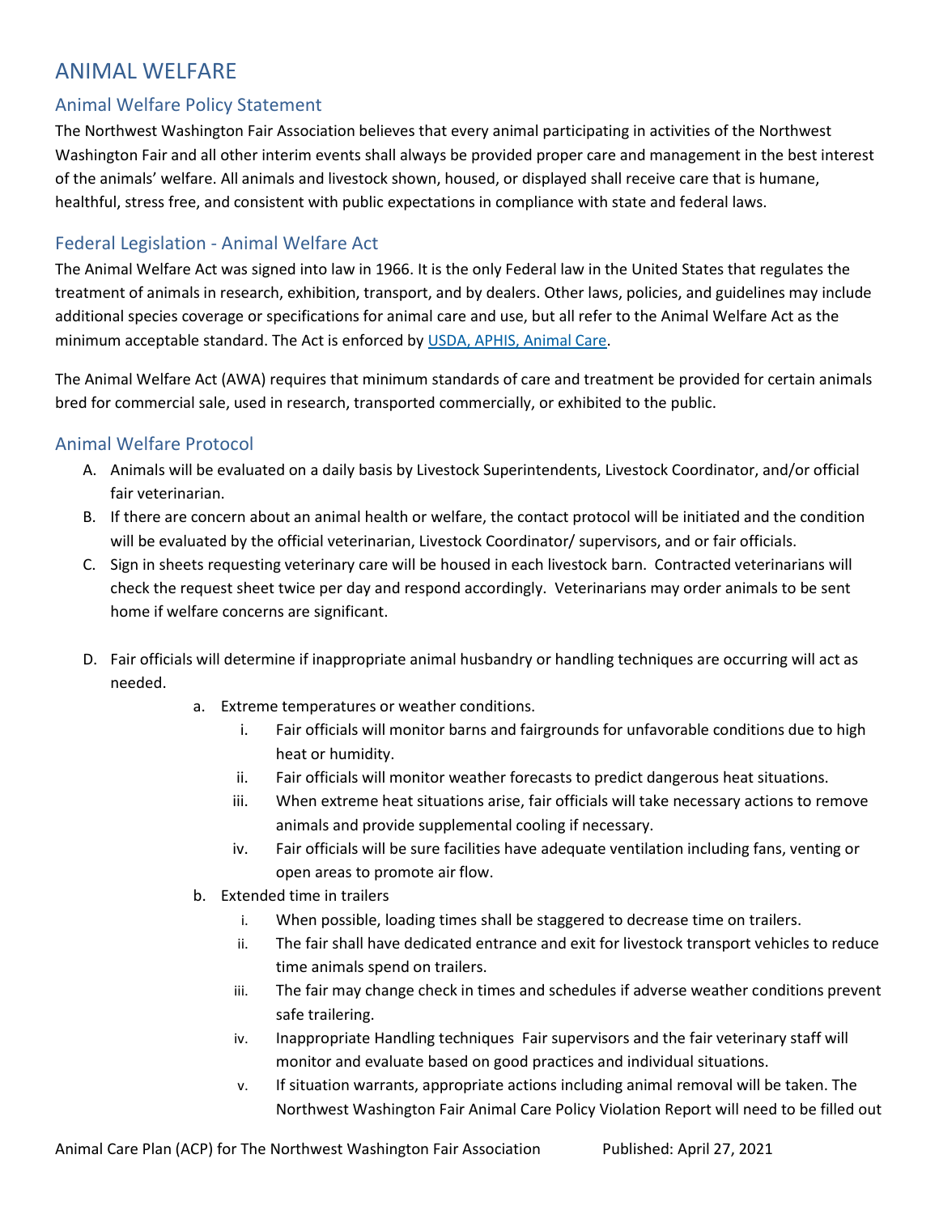# ANIMAL WELFARE

## Animal Welfare Policy Statement

The Northwest Washington Fair Association believes that every animal participating in activities of the Northwest Washington Fair and all other interim events shall always be provided proper care and management in the best interest of the animals' welfare. All animals and livestock shown, housed, or displayed shall receive care that is humane, healthful, stress free, and consistent with public expectations in compliance with state and federal laws.

## Federal Legislation - Animal Welfare Act

The Animal Welfare Act was signed into law in 1966. It is the only Federal law in the United States that regulates the treatment of animals in research, exhibition, transport, and by dealers. Other laws, policies, and guidelines may include additional species coverage or specifications for animal care and use, but all refer to the Animal Welfare Act as the minimum acceptable standard. The Act is enforced by [USDA, APHIS, Animal Care](USDA, APHIS, Animal Care).

The Animal Welfare Act (AWA) requires that minimum standards of care and treatment be provided for certain animals bred for commercial sale, used in research, transported commercially, or exhibited to the public.

## Animal Welfare Protocol

A. Animals will be evaluated on a daily basis by Livestock Superintendents, Livestock Coordinator, and/or official fair veterinarian.

B. If there are concern about an animal health or welfare, the contact protocol will be initiated and the condition will be evaluated by the official veterinarian, Livestock Coordinator/ supervisors, and or fair officials.

C. Sign in sheets requesting veterinary care will be housed in each livestock barn. Contracted veterinarians will check the request sheet twice per day and respond accordingly. Veterinarians may order animals to be sent home if welfare concerns are significant.

D. Fair officials will determine if inappropriate animal husbandry or handling techniques are occurring will act as needed.

   a. Extreme temperatures or weather conditions.
      i. Fair officials will monitor barns and fairgrounds for unfavorable conditions due to high heat or humidity.
      ii. Fair officials will monitor weather forecasts to predict dangerous heat situations.
      iii. When extreme heat situations arise, fair officials will take necessary actions to remove animals and provide supplemental cooling if necessary.
      iv. Fair officials will be sure facilities have adequate ventilation including fans, venting or open areas to promote air flow.

   b. Extended time in trailers
      i. When possible, loading times shall be staggered to decrease time on trailers.
      ii. The fair shall have dedicated entrance and exit for livestock transport vehicles to reduce time animals spend on trailers.
      iii. The fair may change check in times and schedules if adverse weather conditions prevent safe trailering.
      iv. Inappropriate Handling techniques Fair supervisors and the fair veterinary staff will monitor and evaluate based on good practices and individual situations.
      v. If situation warrants, appropriate actions including animal removal will be taken. The Northwest Washington Fair Animal Care Policy Violation Report will need to be filled out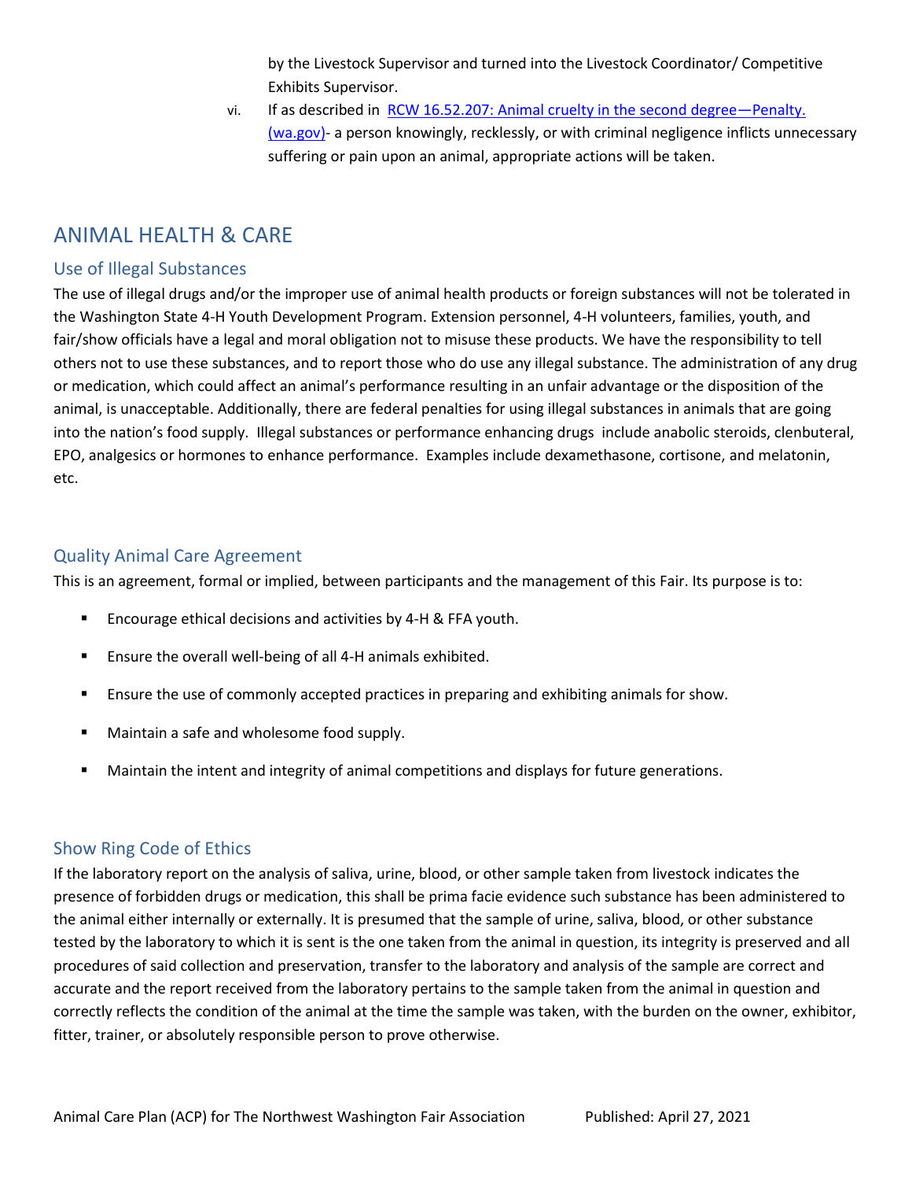by the Livestock Supervisor and turned into the Livestock Coordinator/ Competitive Exhibits Supervisor.

vi. If as described in [RCW 16.52.207: Animal cruelty in the second degree—Penalty. (wa.gov)](https://app.leg.wa.gov/RCW/default.aspx?cite=16.52.207)- a person knowingly, recklessly, or with criminal negligence inflicts unnecessary suffering or pain upon an animal, appropriate actions will be taken.

# ANIMAL HEALTH & CARE

## Use of Illegal Substances

The use of illegal drugs and/or the improper use of animal health products or foreign substances will not be tolerated in the Washington State 4-H Youth Development Program. Extension personnel, 4-H volunteers, families, youth, and fair/show officials have a legal and moral obligation not to misuse these products. We have the responsibility to tell others not to use these substances, and to report those who do use any illegal substance. The administration of any drug or medication, which could affect an animal's performance resulting in an unfair advantage or the disposition of the animal, is unacceptable. Additionally, there are federal penalties for using illegal substances in animals that are going into the nation's food supply. Illegal substances or performance enhancing drugs include anabolic steroids, clenbuteral, EPO, analgesics or hormones to enhance performance. Examples include dexamethasone, cortisone, and melatonin, etc.

## Quality Animal Care Agreement

This is an agreement, formal or implied, between participants and the management of this Fair. Its purpose is to:

- Encourage ethical decisions and activities by 4-H & FFA youth.
- Ensure the overall well-being of all 4-H animals exhibited.
- Ensure the use of commonly accepted practices in preparing and exhibiting animals for show.
- Maintain a safe and wholesome food supply.
- Maintain the intent and integrity of animal competitions and displays for future generations.

## Show Ring Code of Ethics

If the laboratory report on the analysis of saliva, urine, blood, or other sample taken from livestock indicates the presence of forbidden drugs or medication, this shall be prima facie evidence such substance has been administered to the animal either internally or externally. It is presumed that the sample of urine, saliva, blood, or other substance tested by the laboratory to which it is sent is the one taken from the animal in question, its integrity is preserved and all procedures of said collection and preservation, transfer to the laboratory and analysis of the sample are correct and accurate and the report received from the laboratory pertains to the sample taken from the animal in question and correctly reflects the condition of the animal at the time the sample was taken, with the burden on the owner, exhibitor, fitter, trainer, or absolutely responsible person to prove otherwise.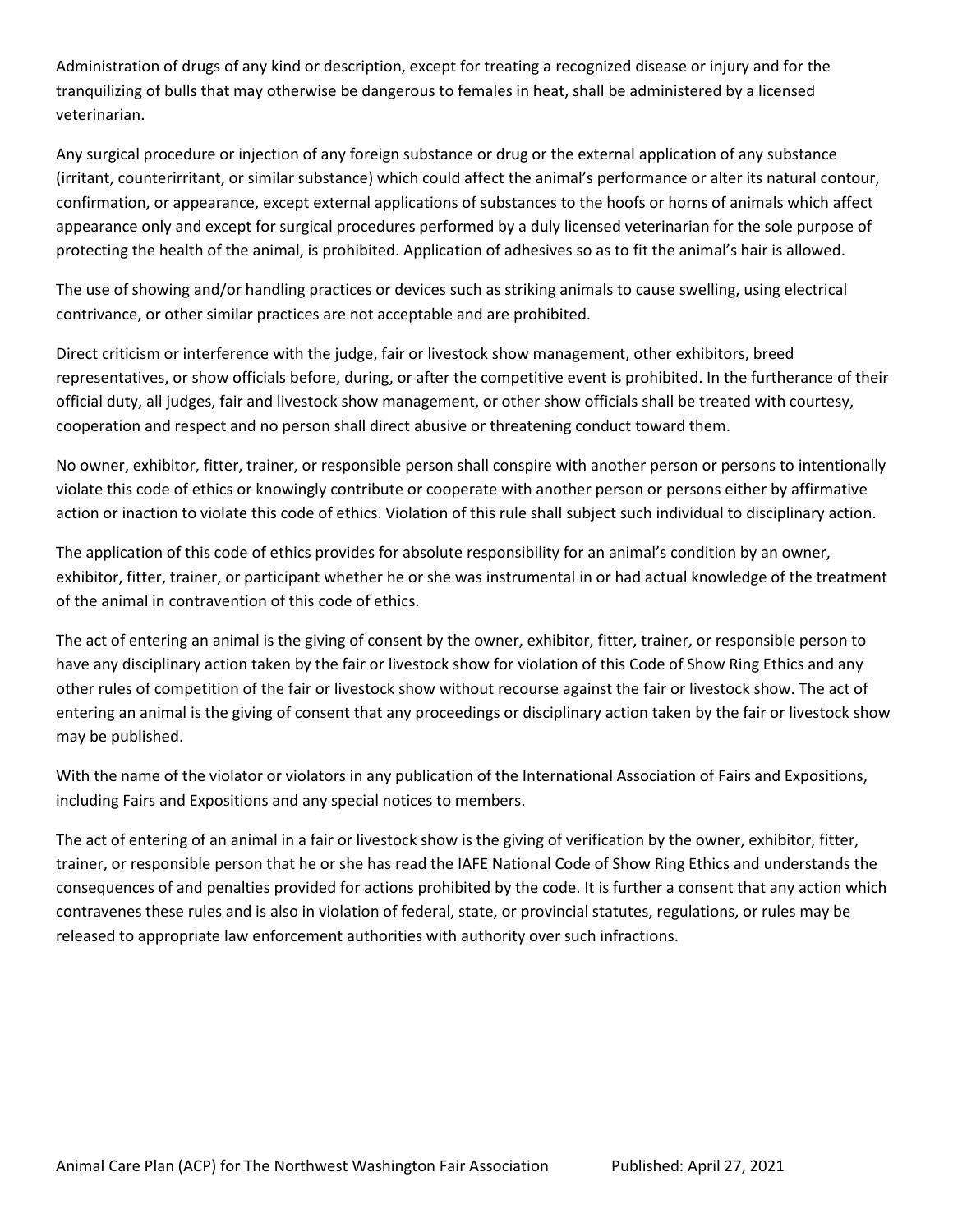Administration of drugs of any kind or description, except for treating a recognized disease or injury and for the tranquilizing of bulls that may otherwise be dangerous to females in heat, shall be administered by a licensed veterinarian.

Any surgical procedure or injection of any foreign substance or drug or the external application of any substance (irritant, counterirritant, or similar substance) which could affect the animal's performance or alter its natural contour, confirmation, or appearance, except external applications of substances to the hoofs or horns of animals which affect appearance only and except for surgical procedures performed by a duly licensed veterinarian for the sole purpose of protecting the health of the animal, is prohibited. Application of adhesives so as to fit the animal's hair is allowed.

The use of showing and/or handling practices or devices such as striking animals to cause swelling, using electrical contrivance, or other similar practices are not acceptable and are prohibited.

Direct criticism or interference with the judge, fair or livestock show management, other exhibitors, breed representatives, or show officials before, during, or after the competitive event is prohibited. In the furtherance of their official duty, all judges, fair and livestock show management, or other show officials shall be treated with courtesy, cooperation and respect and no person shall direct abusive or threatening conduct toward them.

No owner, exhibitor, fitter, trainer, or responsible person shall conspire with another person or persons to intentionally violate this code of ethics or knowingly contribute or cooperate with another person or persons either by affirmative action or inaction to violate this code of ethics. Violation of this rule shall subject such individual to disciplinary action.

The application of this code of ethics provides for absolute responsibility for an animal's condition by an owner, exhibitor, fitter, trainer, or participant whether he or she was instrumental in or had actual knowledge of the treatment of the animal in contravention of this code of ethics.

The act of entering an animal is the giving of consent by the owner, exhibitor, fitter, trainer, or responsible person to have any disciplinary action taken by the fair or livestock show for violation of this Code of Show Ring Ethics and any other rules of competition of the fair or livestock show without recourse against the fair or livestock show. The act of entering an animal is the giving of consent that any proceedings or disciplinary action taken by the fair or livestock show may be published.

With the name of the violator or violators in any publication of the International Association of Fairs and Expositions, including Fairs and Expositions and any special notices to members.

The act of entering of an animal in a fair or livestock show is the giving of verification by the owner, exhibitor, fitter, trainer, or responsible person that he or she has read the IAFE National Code of Show Ring Ethics and understands the consequences of and penalties provided for actions prohibited by the code. It is further a consent that any action which contravenes these rules and is also in violation of federal, state, or provincial statutes, regulations, or rules may be released to appropriate law enforcement authorities with authority over such infractions.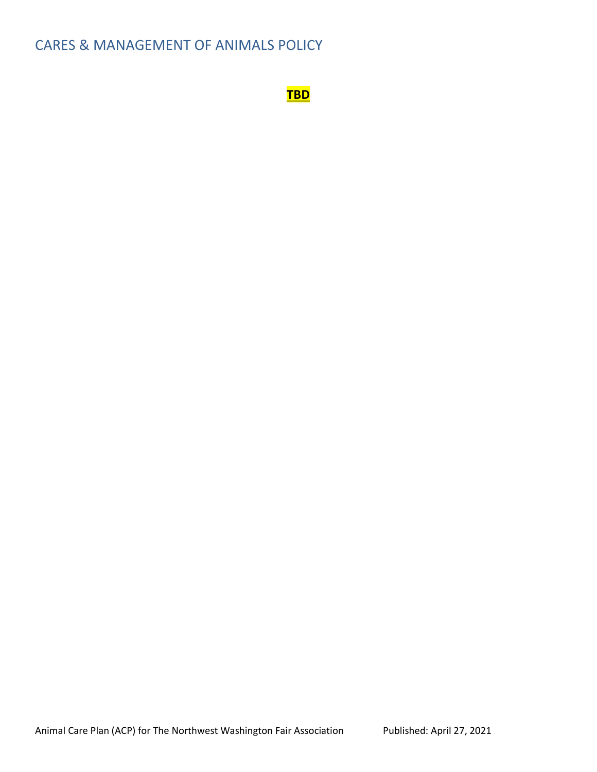# CARES & MANAGEMENT OF ANIMALS POLICY

**TBD**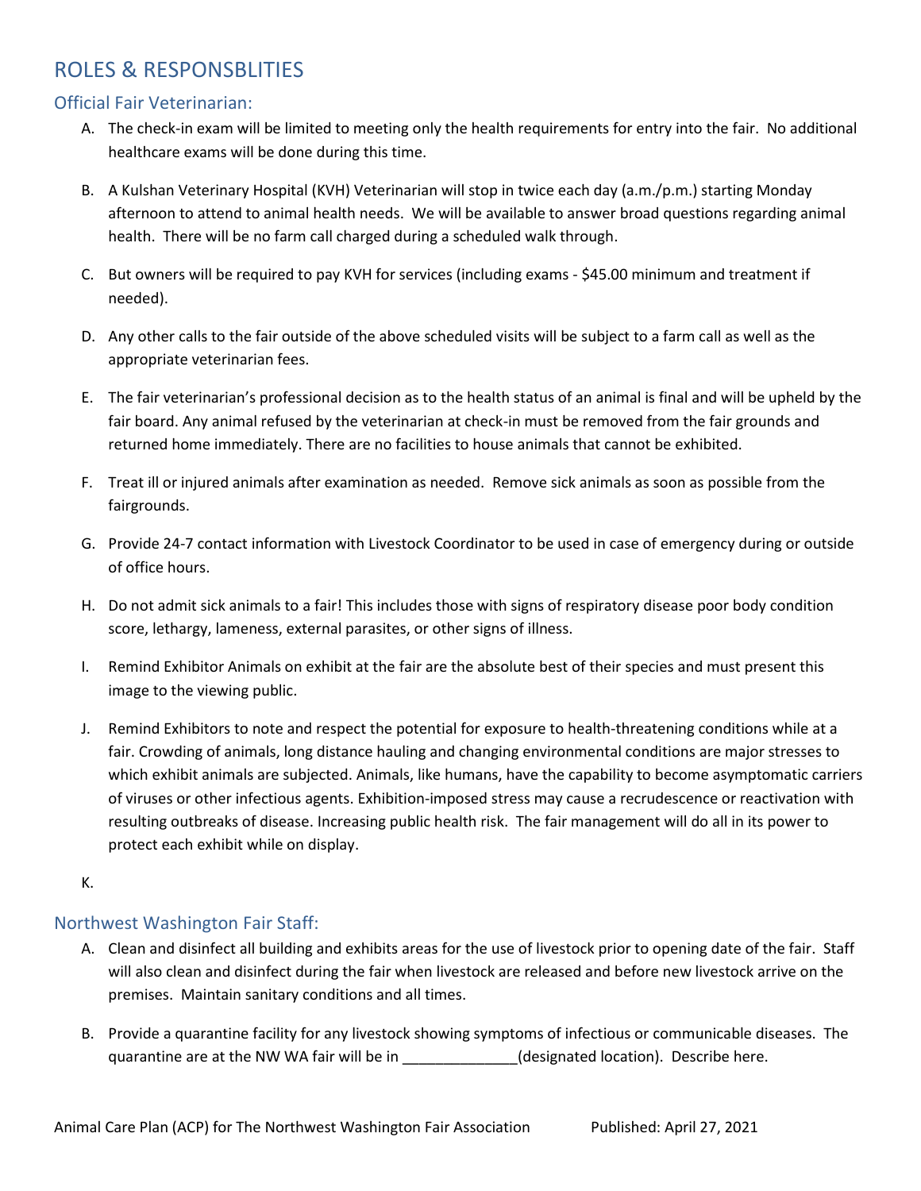# ROLES & RESPONSBLITIES

## Official Fair Veterinarian:

A. The check-in exam will be limited to meeting only the health requirements for entry into the fair. No additional healthcare exams will be done during this time.

B. A Kulshan Veterinary Hospital (KVH) Veterinarian will stop in twice each day (a.m./p.m.) starting Monday afternoon to attend to animal health needs. We will be available to answer broad questions regarding animal health. There will be no farm call charged during a scheduled walk through.

C. But owners will be required to pay KVH for services (including exams - $45.00 minimum and treatment if needed).

D. Any other calls to the fair outside of the above scheduled visits will be subject to a farm call as well as the appropriate veterinarian fees.

E. The fair veterinarian's professional decision as to the health status of an animal is final and will be upheld by the fair board. Any animal refused by the veterinarian at check-in must be removed from the fair grounds and returned home immediately. There are no facilities to house animals that cannot be exhibited.

F. Treat ill or injured animals after examination as needed. Remove sick animals as soon as possible from the fairgrounds.

G. Provide 24-7 contact information with Livestock Coordinator to be used in case of emergency during or outside of office hours.

H. Do not admit sick animals to a fair! This includes those with signs of respiratory disease poor body condition score, lethargy, lameness, external parasites, or other signs of illness.

I. Remind Exhibitor Animals on exhibit at the fair are the absolute best of their species and must present this image to the viewing public.

J. Remind Exhibitors to note and respect the potential for exposure to health-threatening conditions while at a fair. Crowding of animals, long distance hauling and changing environmental conditions are major stresses to which exhibit animals are subjected. Animals, like humans, have the capability to become asymptomatic carriers of viruses or other infectious agents. Exhibition-imposed stress may cause a recrudescence or reactivation with resulting outbreaks of disease. Increasing public health risk. The fair management will do all in its power to protect each exhibit while on display.

K.

## Northwest Washington Fair Staff:

A. Clean and disinfect all building and exhibits areas for the use of livestock prior to opening date of the fair. Staff will also clean and disinfect during the fair when livestock are released and before new livestock arrive on the premises. Maintain sanitary conditions and all times.

B. Provide a quarantine facility for any livestock showing symptoms of infectious or communicable diseases. The quarantine are at the NW WA fair will be in ______________(designated location). Describe here.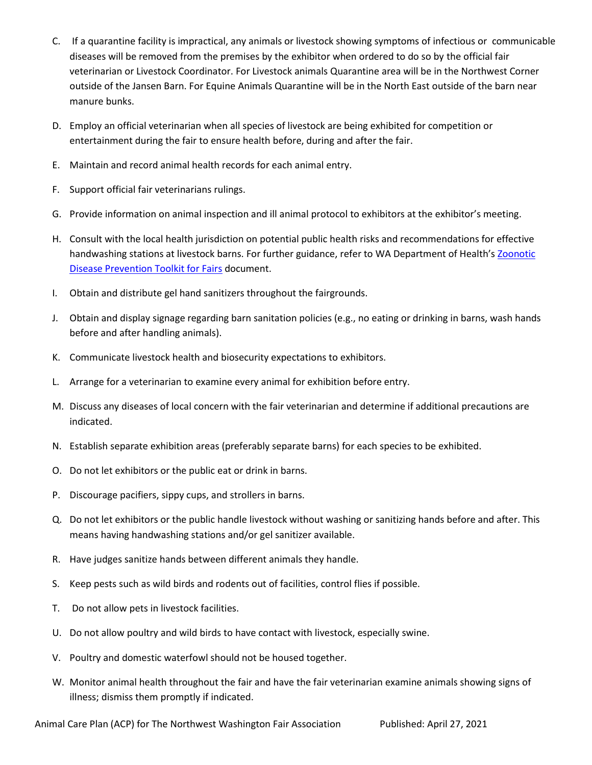C. If a quarantine facility is impractical, any animals or livestock showing symptoms of infectious or communicable diseases will be removed from the premises by the exhibitor when ordered to do so by the official fair veterinarian or Livestock Coordinator. For Livestock animals Quarantine area will be in the Northwest Corner outside of the Jansen Barn. For Equine Animals Quarantine will be in the North East outside of the barn near manure bunks.

D. Employ an official veterinarian when all species of livestock are being exhibited for competition or entertainment during the fair to ensure health before, during and after the fair.

E. Maintain and record animal health records for each animal entry.

F. Support official fair veterinarians rulings.

G. Provide information on animal inspection and ill animal protocol to exhibitors at the exhibitor's meeting.

H. Consult with the local health jurisdiction on potential public health risks and recommendations for effective handwashing stations at livestock barns. For further guidance, refer to WA Department of Health's Zoonotic Disease Prevention Toolkit for Fairs document.

I. Obtain and distribute gel hand sanitizers throughout the fairgrounds.

J. Obtain and display signage regarding barn sanitation policies (e.g., no eating or drinking in barns, wash hands before and after handling animals).

K. Communicate livestock health and biosecurity expectations to exhibitors.

L. Arrange for a veterinarian to examine every animal for exhibition before entry.

M. Discuss any diseases of local concern with the fair veterinarian and determine if additional precautions are indicated.

N. Establish separate exhibition areas (preferably separate barns) for each species to be exhibited.

O. Do not let exhibitors or the public eat or drink in barns.

P. Discourage pacifiers, sippy cups, and strollers in barns.

Q. Do not let exhibitors or the public handle livestock without washing or sanitizing hands before and after. This means having handwashing stations and/or gel sanitizer available.

R. Have judges sanitize hands between different animals they handle.

S. Keep pests such as wild birds and rodents out of facilities, control flies if possible.

T. Do not allow pets in livestock facilities.

U. Do not allow poultry and wild birds to have contact with livestock, especially swine.

V. Poultry and domestic waterfowl should not be housed together.

W. Monitor animal health throughout the fair and have the fair veterinarian examine animals showing signs of illness; dismiss them promptly if indicated.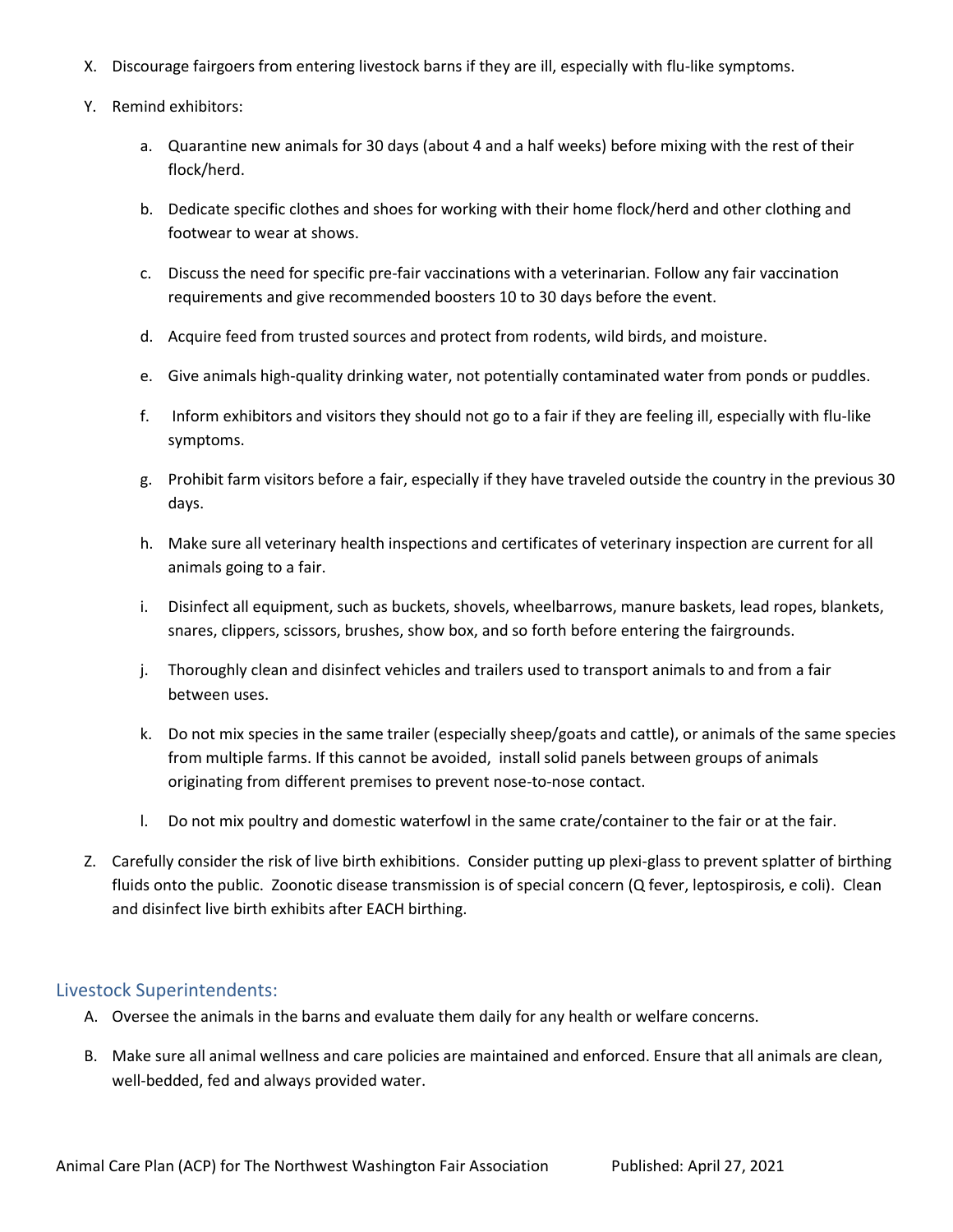X. Discourage fairgoers from entering livestock barns if they are ill, especially with flu-like symptoms.

Y. Remind exhibitors:

   a. Quarantine new animals for 30 days (about 4 and a half weeks) before mixing with the rest of their flock/herd.

   b. Dedicate specific clothes and shoes for working with their home flock/herd and other clothing and footwear to wear at shows.

   c. Discuss the need for specific pre-fair vaccinations with a veterinarian. Follow any fair vaccination requirements and give recommended boosters 10 to 30 days before the event.

   d. Acquire feed from trusted sources and protect from rodents, wild birds, and moisture.

   e. Give animals high-quality drinking water, not potentially contaminated water from ponds or puddles.

   f. Inform exhibitors and visitors they should not go to a fair if they are feeling ill, especially with flu-like symptoms.

   g. Prohibit farm visitors before a fair, especially if they have traveled outside the country in the previous 30 days.

   h. Make sure all veterinary health inspections and certificates of veterinary inspection are current for all animals going to a fair.

   i. Disinfect all equipment, such as buckets, shovels, wheelbarrows, manure baskets, lead ropes, blankets, snares, clippers, scissors, brushes, show box, and so forth before entering the fairgrounds.

   j. Thoroughly clean and disinfect vehicles and trailers used to transport animals to and from a fair between uses.

   k. Do not mix species in the same trailer (especially sheep/goats and cattle), or animals of the same species from multiple farms. If this cannot be avoided, install solid panels between groups of animals originating from different premises to prevent nose-to-nose contact.

   l. Do not mix poultry and domestic waterfowl in the same crate/container to the fair or at the fair.

Z. Carefully consider the risk of live birth exhibitions. Consider putting up plexi-glass to prevent splatter of birthing fluids onto the public. Zoonotic disease transmission is of special concern (Q fever, leptospirosis, e coli). Clean and disinfect live birth exhibits after EACH birthing.

## Livestock Superintendents:

A. Oversee the animals in the barns and evaluate them daily for any health or welfare concerns.

B. Make sure all animal wellness and care policies are maintained and enforced. Ensure that all animals are clean, well-bedded, fed and always provided water.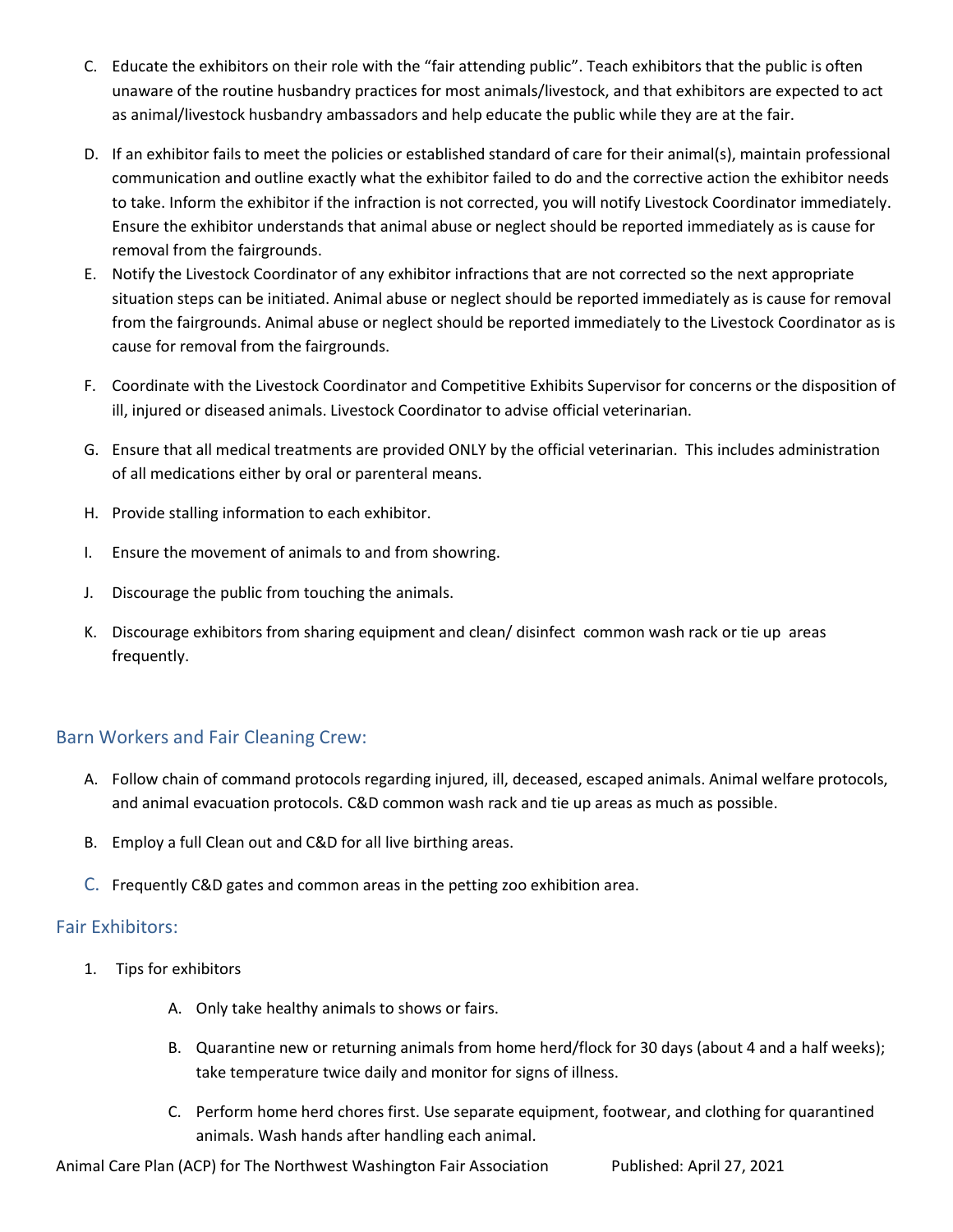C. Educate the exhibitors on their role with the "fair attending public". Teach exhibitors that the public is often unaware of the routine husbandry practices for most animals/livestock, and that exhibitors are expected to act as animal/livestock husbandry ambassadors and help educate the public while they are at the fair.

D. If an exhibitor fails to meet the policies or established standard of care for their animal(s), maintain professional communication and outline exactly what the exhibitor failed to do and the corrective action the exhibitor needs to take. Inform the exhibitor if the infraction is not corrected, you will notify Livestock Coordinator immediately. Ensure the exhibitor understands that animal abuse or neglect should be reported immediately as is cause for removal from the fairgrounds.

E. Notify the Livestock Coordinator of any exhibitor infractions that are not corrected so the next appropriate situation steps can be initiated. Animal abuse or neglect should be reported immediately as is cause for removal from the fairgrounds. Animal abuse or neglect should be reported immediately to the Livestock Coordinator as is cause for removal from the fairgrounds.

F. Coordinate with the Livestock Coordinator and Competitive Exhibits Supervisor for concerns or the disposition of ill, injured or diseased animals. Livestock Coordinator to advise official veterinarian.

G. Ensure that all medical treatments are provided ONLY by the official veterinarian. This includes administration of all medications either by oral or parenteral means.

H. Provide stalling information to each exhibitor.

I. Ensure the movement of animals to and from showring.

J. Discourage the public from touching the animals.

K. Discourage exhibitors from sharing equipment and clean/ disinfect common wash rack or tie up areas frequently.

## Barn Workers and Fair Cleaning Crew:

A. Follow chain of command protocols regarding injured, ill, deceased, escaped animals. Animal welfare protocols, and animal evacuation protocols. C&D common wash rack and tie up areas as much as possible.

B. Employ a full Clean out and C&D for all live birthing areas.

C. Frequently C&D gates and common areas in the petting zoo exhibition area.

## Fair Exhibitors:

1. Tips for exhibitors

    A. Only take healthy animals to shows or fairs.

    B. Quarantine new or returning animals from home herd/flock for 30 days (about 4 and a half weeks); take temperature twice daily and monitor for signs of illness.

    C. Perform home herd chores first. Use separate equipment, footwear, and clothing for quarantined animals. Wash hands after handling each animal.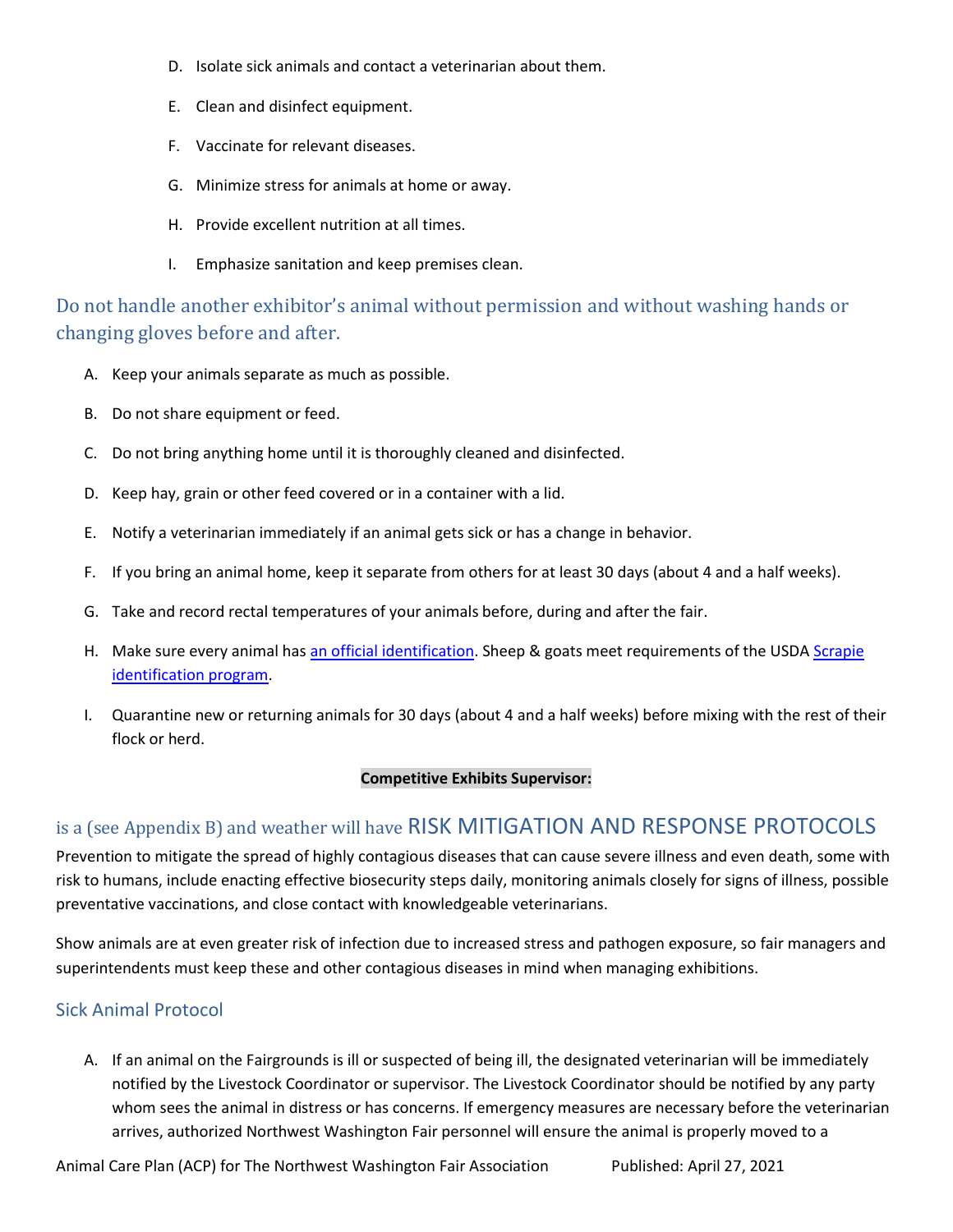D. Isolate sick animals and contact a veterinarian about them.

E. Clean and disinfect equipment.

F. Vaccinate for relevant diseases.

G. Minimize stress for animals at home or away.

H. Provide excellent nutrition at all times.

I. Emphasize sanitation and keep premises clean.

## Do not handle another exhibitor's animal without permission and without washing hands or changing gloves before and after.

A. Keep your animals separate as much as possible.

B. Do not share equipment or feed.

C. Do not bring anything home until it is thoroughly cleaned and disinfected.

D. Keep hay, grain or other feed covered or in a container with a lid.

E. Notify a veterinarian immediately if an animal gets sick or has a change in behavior.

F. If you bring an animal home, keep it separate from others for at least 30 days (about 4 and a half weeks).

G. Take and record rectal temperatures of your animals before, during and after the fair.

H. Make sure every animal has an official identification. Sheep & goats meet requirements of the USDA Scrapie identification program.

I. Quarantine new or returning animals for 30 days (about 4 and a half weeks) before mixing with the rest of their flock or herd.

**Competitive Exhibits Supervisor:**

## is a (see Appendix B) and weather will have RISK MITIGATION AND RESPONSE PROTOCOLS

Prevention to mitigate the spread of highly contagious diseases that can cause severe illness and even death, some with risk to humans, include enacting effective biosecurity steps daily, monitoring animals closely for signs of illness, possible preventative vaccinations, and close contact with knowledgeable veterinarians.

Show animals are at even greater risk of infection due to increased stress and pathogen exposure, so fair managers and superintendents must keep these and other contagious diseases in mind when managing exhibitions.

### Sick Animal Protocol

A. If an animal on the Fairgrounds is ill or suspected of being ill, the designated veterinarian will be immediately notified by the Livestock Coordinator or supervisor. The Livestock Coordinator should be notified by any party whom sees the animal in distress or has concerns. If emergency measures are necessary before the veterinarian arrives, authorized Northwest Washington Fair personnel will ensure the animal is properly moved to a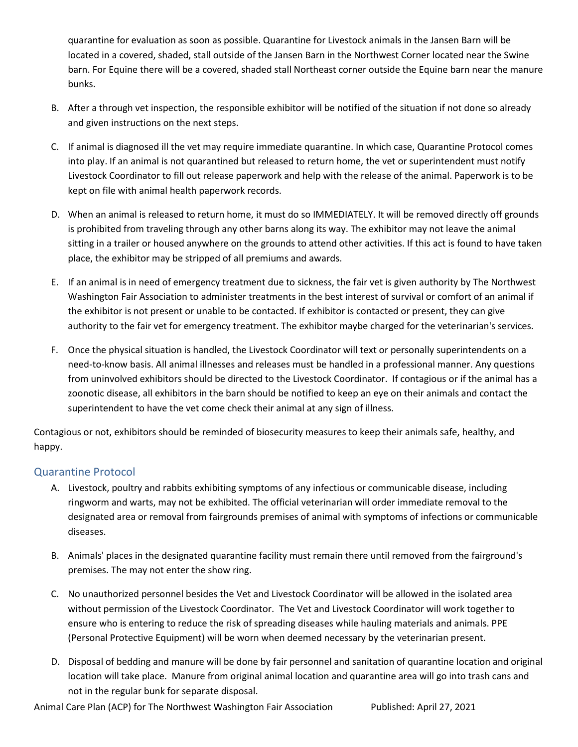quarantine for evaluation as soon as possible. Quarantine for Livestock animals in the Jansen Barn will be located in a covered, shaded, stall outside of the Jansen Barn in the Northwest Corner located near the Swine barn. For Equine there will be a covered, shaded stall Northeast corner outside the Equine barn near the manure bunks.

B. After a through vet inspection, the responsible exhibitor will be notified of the situation if not done so already and given instructions on the next steps.

C. If animal is diagnosed ill the vet may require immediate quarantine. In which case, Quarantine Protocol comes into play. If an animal is not quarantined but released to return home, the vet or superintendent must notify Livestock Coordinator to fill out release paperwork and help with the release of the animal. Paperwork is to be kept on file with animal health paperwork records.

D. When an animal is released to return home, it must do so IMMEDIATELY. It will be removed directly off grounds is prohibited from traveling through any other barns along its way. The exhibitor may not leave the animal sitting in a trailer or housed anywhere on the grounds to attend other activities. If this act is found to have taken place, the exhibitor may be stripped of all premiums and awards.

E. If an animal is in need of emergency treatment due to sickness, the fair vet is given authority by The Northwest Washington Fair Association to administer treatments in the best interest of survival or comfort of an animal if the exhibitor is not present or unable to be contacted. If exhibitor is contacted or present, they can give authority to the fair vet for emergency treatment. The exhibitor maybe charged for the veterinarian's services.

F. Once the physical situation is handled, the Livestock Coordinator will text or personally superintendents on a need-to-know basis. All animal illnesses and releases must be handled in a professional manner. Any questions from uninvolved exhibitors should be directed to the Livestock Coordinator. If contagious or if the animal has a zoonotic disease, all exhibitors in the barn should be notified to keep an eye on their animals and contact the superintendent to have the vet come check their animal at any sign of illness.

Contagious or not, exhibitors should be reminded of biosecurity measures to keep their animals safe, healthy, and happy.

## Quarantine Protocol

A. Livestock, poultry and rabbits exhibiting symptoms of any infectious or communicable disease, including ringworm and warts, may not be exhibited. The official veterinarian will order immediate removal to the designated area or removal from fairgrounds premises of animal with symptoms of infections or communicable diseases.

B. Animals' places in the designated quarantine facility must remain there until removed from the fairground's premises. The may not enter the show ring.

C. No unauthorized personnel besides the Vet and Livestock Coordinator will be allowed in the isolated area without permission of the Livestock Coordinator. The Vet and Livestock Coordinator will work together to ensure who is entering to reduce the risk of spreading diseases while hauling materials and animals. PPE (Personal Protective Equipment) will be worn when deemed necessary by the veterinarian present.

D. Disposal of bedding and manure will be done by fair personnel and sanitation of quarantine location and original location will take place. Manure from original animal location and quarantine area will go into trash cans and not in the regular bunk for separate disposal.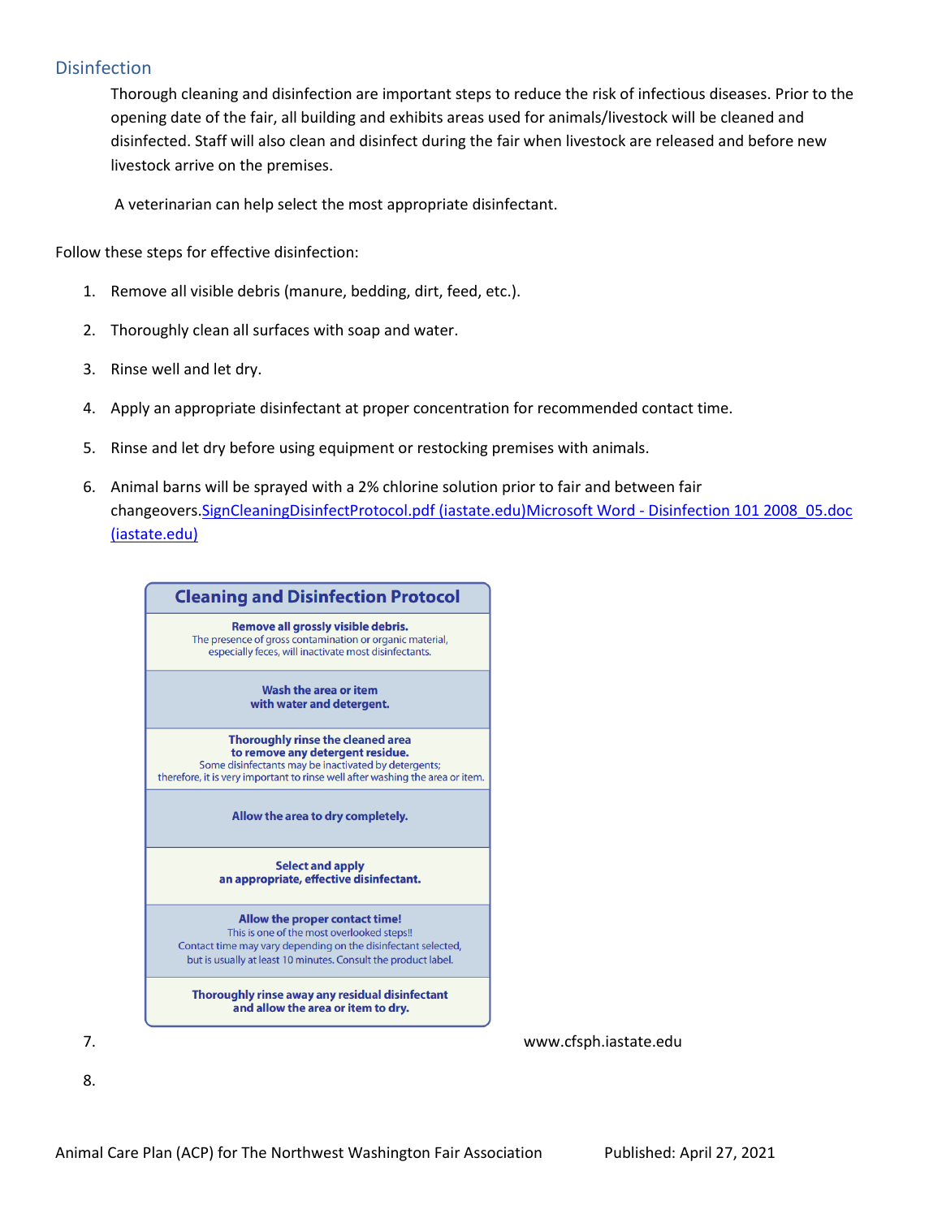## Disinfection

Thorough cleaning and disinfection are important steps to reduce the risk of infectious diseases. Prior to the opening date of the fair, all building and exhibits areas used for animals/livestock will be cleaned and disinfected. Staff will also clean and disinfect during the fair when livestock are released and before new livestock arrive on the premises.

A veterinarian can help select the most appropriate disinfectant.

Follow these steps for effective disinfection:

1. Remove all visible debris (manure, bedding, dirt, feed, etc.).
2. Thoroughly clean all surfaces with soap and water.
3. Rinse well and let dry.
4. Apply an appropriate disinfectant at proper concentration for recommended contact time.
5. Rinse and let dry before using equipment or restocking premises with animals.
6. Animal barns will be sprayed with a 2% chlorine solution prior to fair and between fair changeovers.SignCleaningDisinfectProtocol.pdf (iastate.edu)Microsoft Word - Disinfection 101 2008_05.doc (iastate.edu)

| Cleaning and Disinfection Protocol |
| --- |
| **Remove all grossly visible debris.** The presence of gross contamination or organic material, especially feces, will inactivate most disinfectants. |
| **Wash the area or item with water and detergent.** |
| **Thoroughly rinse the cleaned area to remove any detergent residue.** Some disinfectants may be inactivated by detergents; therefore, it is very important to rinse well after washing the area or item. |
| **Allow the area to dry completely.** |
| **Select and apply an appropriate, effective disinfectant.** |
| **Allow the proper contact time!** This is one of the most overlooked steps!! Contact time may vary depending on the disinfectant selected, but is usually at least 10 minutes. Consult the product label. |
| **Thoroughly rinse away any residual disinfectant and allow the area or item to dry.** |

7. www.cfsph.iastate.edu
8.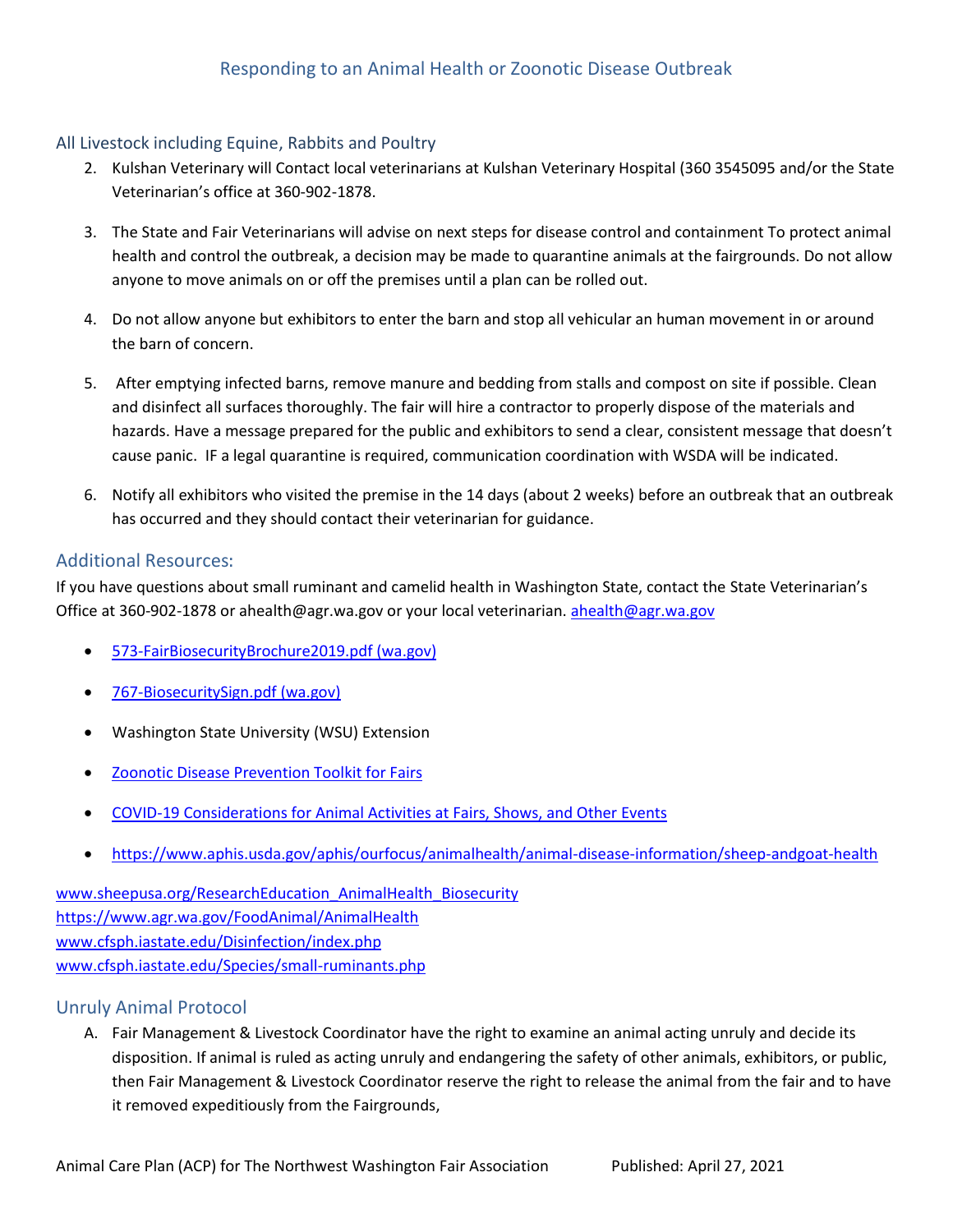## Responding to an Animal Health or Zoonotic Disease Outbreak

### All Livestock including Equine, Rabbits and Poultry

2. Kulshan Veterinary will Contact local veterinarians at Kulshan Veterinary Hospital (360 3545095 and/or the State Veterinarian's office at 360-902-1878.

3. The State and Fair Veterinarians will advise on next steps for disease control and containment To protect animal health and control the outbreak, a decision may be made to quarantine animals at the fairgrounds. Do not allow anyone to move animals on or off the premises until a plan can be rolled out.

4. Do not allow anyone but exhibitors to enter the barn and stop all vehicular an human movement in or around the barn of concern.

5. After emptying infected barns, remove manure and bedding from stalls and compost on site if possible. Clean and disinfect all surfaces thoroughly. The fair will hire a contractor to properly dispose of the materials and hazards. Have a message prepared for the public and exhibitors to send a clear, consistent message that doesn't cause panic. IF a legal quarantine is required, communication coordination with WSDA will be indicated.

6. Notify all exhibitors who visited the premise in the 14 days (about 2 weeks) before an outbreak that an outbreak has occurred and they should contact their veterinarian for guidance.

### Additional Resources:

If you have questions about small ruminant and camelid health in Washington State, contact the State Veterinarian's Office at 360-902-1878 or ahealth@agr.wa.gov or your local veterinarian. ahealth@agr.wa.gov

- 573-FairBiosecurityBrochure2019.pdf (wa.gov)
- 767-BiosecuritySign.pdf (wa.gov)
- Washington State University (WSU) Extension
- Zoonotic Disease Prevention Toolkit for Fairs
- COVID-19 Considerations for Animal Activities at Fairs, Shows, and Other Events
- https://www.aphis.usda.gov/aphis/ourfocus/animalhealth/animal-disease-information/sheep-andgoat-health

www.sheepusa.org/ResearchEducation_AnimalHealth_Biosecurity
https://www.agr.wa.gov/FoodAnimal/AnimalHealth
www.cfsph.iastate.edu/Disinfection/index.php
www.cfsph.iastate.edu/Species/small-ruminants.php

### Unruly Animal Protocol

A. Fair Management & Livestock Coordinator have the right to examine an animal acting unruly and decide its disposition. If animal is ruled as acting unruly and endangering the safety of other animals, exhibitors, or public, then Fair Management & Livestock Coordinator reserve the right to release the animal from the fair and to have it removed expeditiously from the Fairgrounds,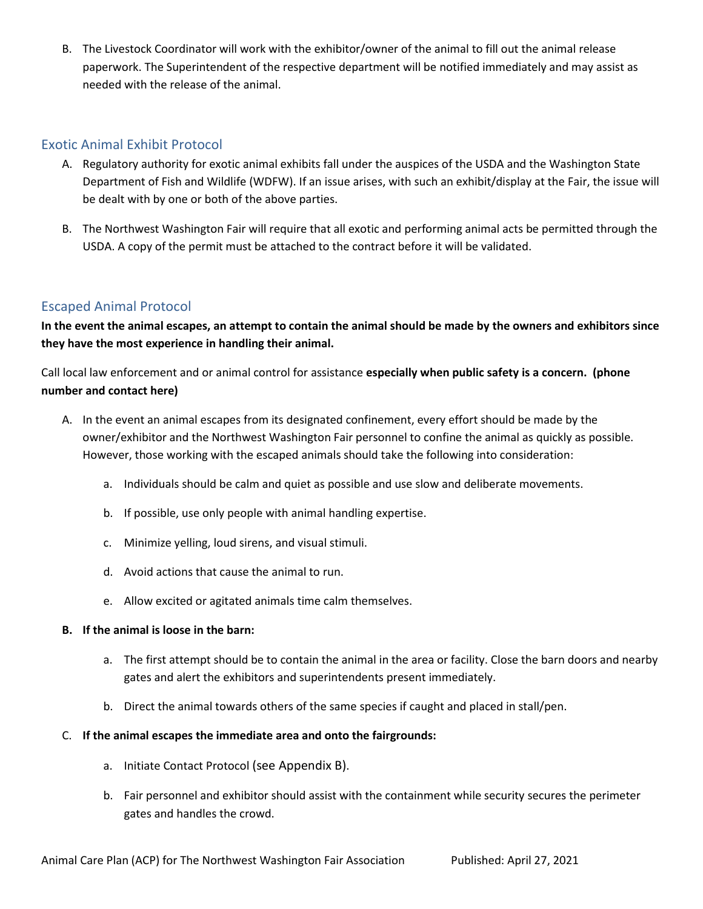B. The Livestock Coordinator will work with the exhibitor/owner of the animal to fill out the animal release paperwork. The Superintendent of the respective department will be notified immediately and may assist as needed with the release of the animal.

## Exotic Animal Exhibit Protocol

A. Regulatory authority for exotic animal exhibits fall under the auspices of the USDA and the Washington State Department of Fish and Wildlife (WDFW). If an issue arises, with such an exhibit/display at the Fair, the issue will be dealt with by one or both of the above parties.

B. The Northwest Washington Fair will require that all exotic and performing animal acts be permitted through the USDA. A copy of the permit must be attached to the contract before it will be validated.

## Escaped Animal Protocol

**In the event the animal escapes, an attempt to contain the animal should be made by the owners and exhibitors since they have the most experience in handling their animal.**

Call local law enforcement and or animal control for assistance **especially when public safety is a concern. (phone number and contact here)**

A. In the event an animal escapes from its designated confinement, every effort should be made by the owner/exhibitor and the Northwest Washington Fair personnel to confine the animal as quickly as possible. However, those working with the escaped animals should take the following into consideration:

   a. Individuals should be calm and quiet as possible and use slow and deliberate movements.

   b. If possible, use only people with animal handling expertise.

   c. Minimize yelling, loud sirens, and visual stimuli.

   d. Avoid actions that cause the animal to run.

   e. Allow excited or agitated animals time calm themselves.

**B. If the animal is loose in the barn:**

   a. The first attempt should be to contain the animal in the area or facility. Close the barn doors and nearby gates and alert the exhibitors and superintendents present immediately.

   b. Direct the animal towards others of the same species if caught and placed in stall/pen.

C. **If the animal escapes the immediate area and onto the fairgrounds:**

   a. Initiate Contact Protocol (see Appendix B).

   b. Fair personnel and exhibitor should assist with the containment while security secures the perimeter gates and handles the crowd.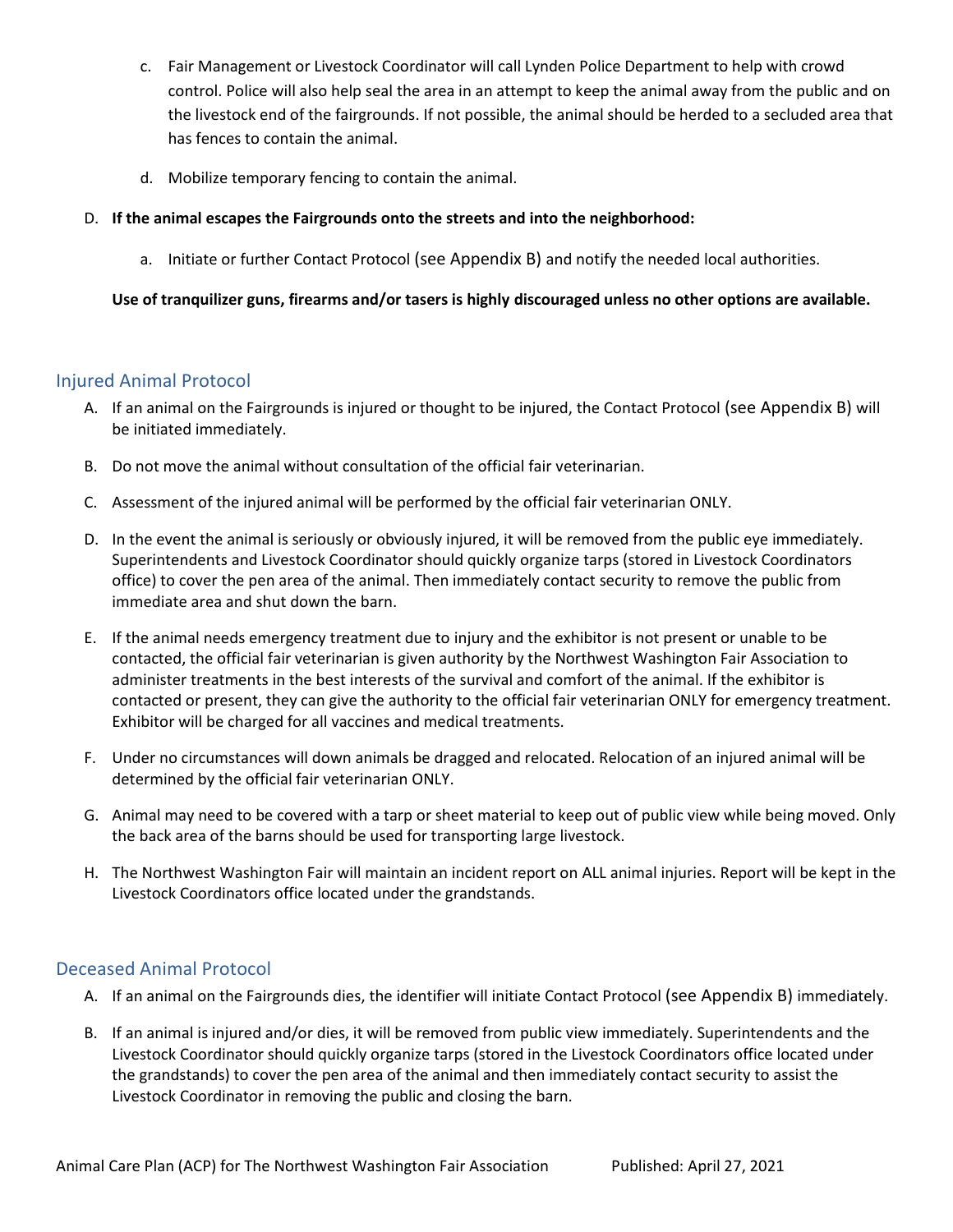c. Fair Management or Livestock Coordinator will call Lynden Police Department to help with crowd control. Police will also help seal the area in an attempt to keep the animal away from the public and on the livestock end of the fairgrounds. If not possible, the animal should be herded to a secluded area that has fences to contain the animal.

d. Mobilize temporary fencing to contain the animal.

D. **If the animal escapes the Fairgrounds onto the streets and into the neighborhood:**

a. Initiate or further Contact Protocol (see Appendix B) and notify the needed local authorities.

**Use of tranquilizer guns, firearms and/or tasers is highly discouraged unless no other options are available.**

## Injured Animal Protocol

A. If an animal on the Fairgrounds is injured or thought to be injured, the Contact Protocol (see Appendix B) will be initiated immediately.

B. Do not move the animal without consultation of the official fair veterinarian.

C. Assessment of the injured animal will be performed by the official fair veterinarian ONLY.

D. In the event the animal is seriously or obviously injured, it will be removed from the public eye immediately. Superintendents and Livestock Coordinator should quickly organize tarps (stored in Livestock Coordinators office) to cover the pen area of the animal. Then immediately contact security to remove the public from immediate area and shut down the barn.

E. If the animal needs emergency treatment due to injury and the exhibitor is not present or unable to be contacted, the official fair veterinarian is given authority by the Northwest Washington Fair Association to administer treatments in the best interests of the survival and comfort of the animal. If the exhibitor is contacted or present, they can give the authority to the official fair veterinarian ONLY for emergency treatment. Exhibitor will be charged for all vaccines and medical treatments.

F. Under no circumstances will down animals be dragged and relocated. Relocation of an injured animal will be determined by the official fair veterinarian ONLY.

G. Animal may need to be covered with a tarp or sheet material to keep out of public view while being moved. Only the back area of the barns should be used for transporting large livestock.

H. The Northwest Washington Fair will maintain an incident report on ALL animal injuries. Report will be kept in the Livestock Coordinators office located under the grandstands.

## Deceased Animal Protocol

A. If an animal on the Fairgrounds dies, the identifier will initiate Contact Protocol (see Appendix B) immediately.

B. If an animal is injured and/or dies, it will be removed from public view immediately. Superintendents and the Livestock Coordinator should quickly organize tarps (stored in the Livestock Coordinators office located under the grandstands) to cover the pen area of the animal and then immediately contact security to assist the Livestock Coordinator in removing the public and closing the barn.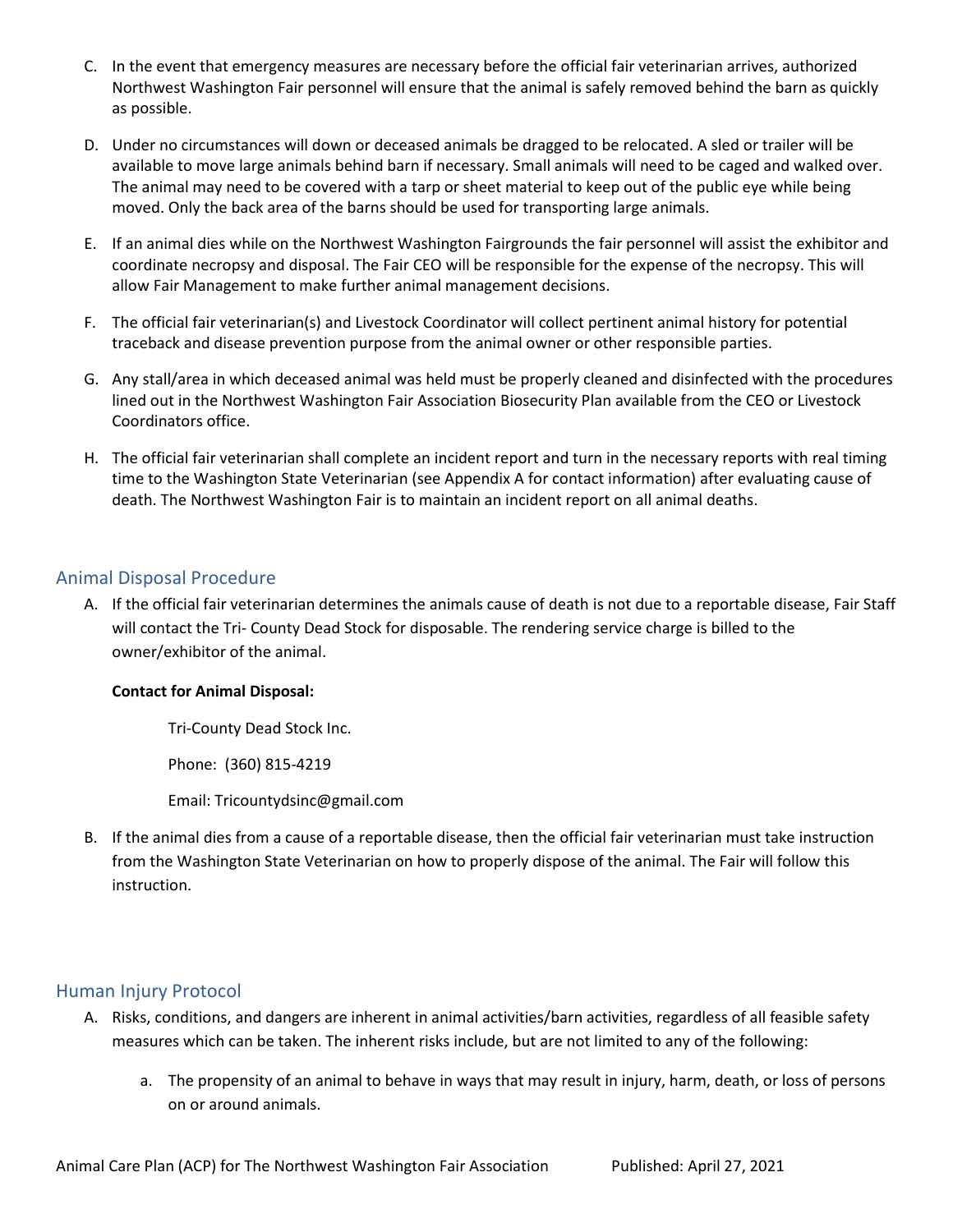C. In the event that emergency measures are necessary before the official fair veterinarian arrives, authorized Northwest Washington Fair personnel will ensure that the animal is safely removed behind the barn as quickly as possible.

D. Under no circumstances will down or deceased animals be dragged to be relocated. A sled or trailer will be available to move large animals behind barn if necessary. Small animals will need to be caged and walked over. The animal may need to be covered with a tarp or sheet material to keep out of the public eye while being moved. Only the back area of the barns should be used for transporting large animals.

E. If an animal dies while on the Northwest Washington Fairgrounds the fair personnel will assist the exhibitor and coordinate necropsy and disposal. The Fair CEO will be responsible for the expense of the necropsy. This will allow Fair Management to make further animal management decisions.

F. The official fair veterinarian(s) and Livestock Coordinator will collect pertinent animal history for potential traceback and disease prevention purpose from the animal owner or other responsible parties.

G. Any stall/area in which deceased animal was held must be properly cleaned and disinfected with the procedures lined out in the Northwest Washington Fair Association Biosecurity Plan available from the CEO or Livestock Coordinators office.

H. The official fair veterinarian shall complete an incident report and turn in the necessary reports with real timing time to the Washington State Veterinarian (see Appendix A for contact information) after evaluating cause of death. The Northwest Washington Fair is to maintain an incident report on all animal deaths.

## Animal Disposal Procedure

A. If the official fair veterinarian determines the animals cause of death is not due to a reportable disease, Fair Staff will contact the Tri- County Dead Stock for disposable. The rendering service charge is billed to the owner/exhibitor of the animal.

   **Contact for Animal Disposal:**

   Tri-County Dead Stock Inc.

   Phone: (360) 815-4219

   Email: Tricountydsinc@gmail.com

B. If the animal dies from a cause of a reportable disease, then the official fair veterinarian must take instruction from the Washington State Veterinarian on how to properly dispose of the animal. The Fair will follow this instruction.

## Human Injury Protocol

A. Risks, conditions, and dangers are inherent in animal activities/barn activities, regardless of all feasible safety measures which can be taken. The inherent risks include, but are not limited to any of the following:

   a. The propensity of an animal to behave in ways that may result in injury, harm, death, or loss of persons on or around animals.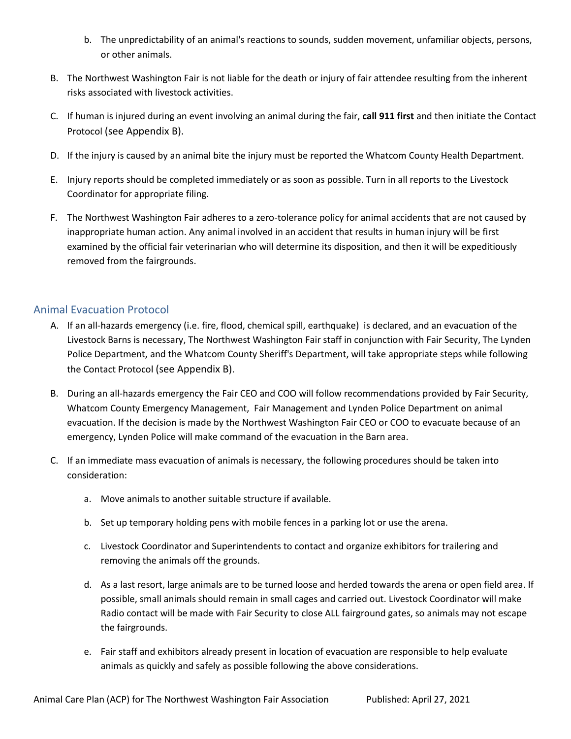b. The unpredictability of an animal's reactions to sounds, sudden movement, unfamiliar objects, persons, or other animals.

B. The Northwest Washington Fair is not liable for the death or injury of fair attendee resulting from the inherent risks associated with livestock activities.

C. If human is injured during an event involving an animal during the fair, **call 911 first** and then initiate the Contact Protocol (see Appendix B).

D. If the injury is caused by an animal bite the injury must be reported the Whatcom County Health Department.

E. Injury reports should be completed immediately or as soon as possible. Turn in all reports to the Livestock Coordinator for appropriate filing.

F. The Northwest Washington Fair adheres to a zero-tolerance policy for animal accidents that are not caused by inappropriate human action. Any animal involved in an accident that results in human injury will be first examined by the official fair veterinarian who will determine its disposition, and then it will be expeditiously removed from the fairgrounds.

## Animal Evacuation Protocol

A. If an all-hazards emergency (i.e. fire, flood, chemical spill, earthquake) is declared, and an evacuation of the Livestock Barns is necessary, The Northwest Washington Fair staff in conjunction with Fair Security, The Lynden Police Department, and the Whatcom County Sheriff's Department, will take appropriate steps while following the Contact Protocol (see Appendix B).

B. During an all-hazards emergency the Fair CEO and COO will follow recommendations provided by Fair Security, Whatcom County Emergency Management, Fair Management and Lynden Police Department on animal evacuation. If the decision is made by the Northwest Washington Fair CEO or COO to evacuate because of an emergency, Lynden Police will make command of the evacuation in the Barn area.

C. If an immediate mass evacuation of animals is necessary, the following procedures should be taken into consideration:

   a. Move animals to another suitable structure if available.

   b. Set up temporary holding pens with mobile fences in a parking lot or use the arena.

   c. Livestock Coordinator and Superintendents to contact and organize exhibitors for trailering and removing the animals off the grounds.

   d. As a last resort, large animals are to be turned loose and herded towards the arena or open field area. If possible, small animals should remain in small cages and carried out. Livestock Coordinator will make Radio contact will be made with Fair Security to close ALL fairground gates, so animals may not escape the fairgrounds.

   e. Fair staff and exhibitors already present in location of evacuation are responsible to help evaluate animals as quickly and safely as possible following the above considerations.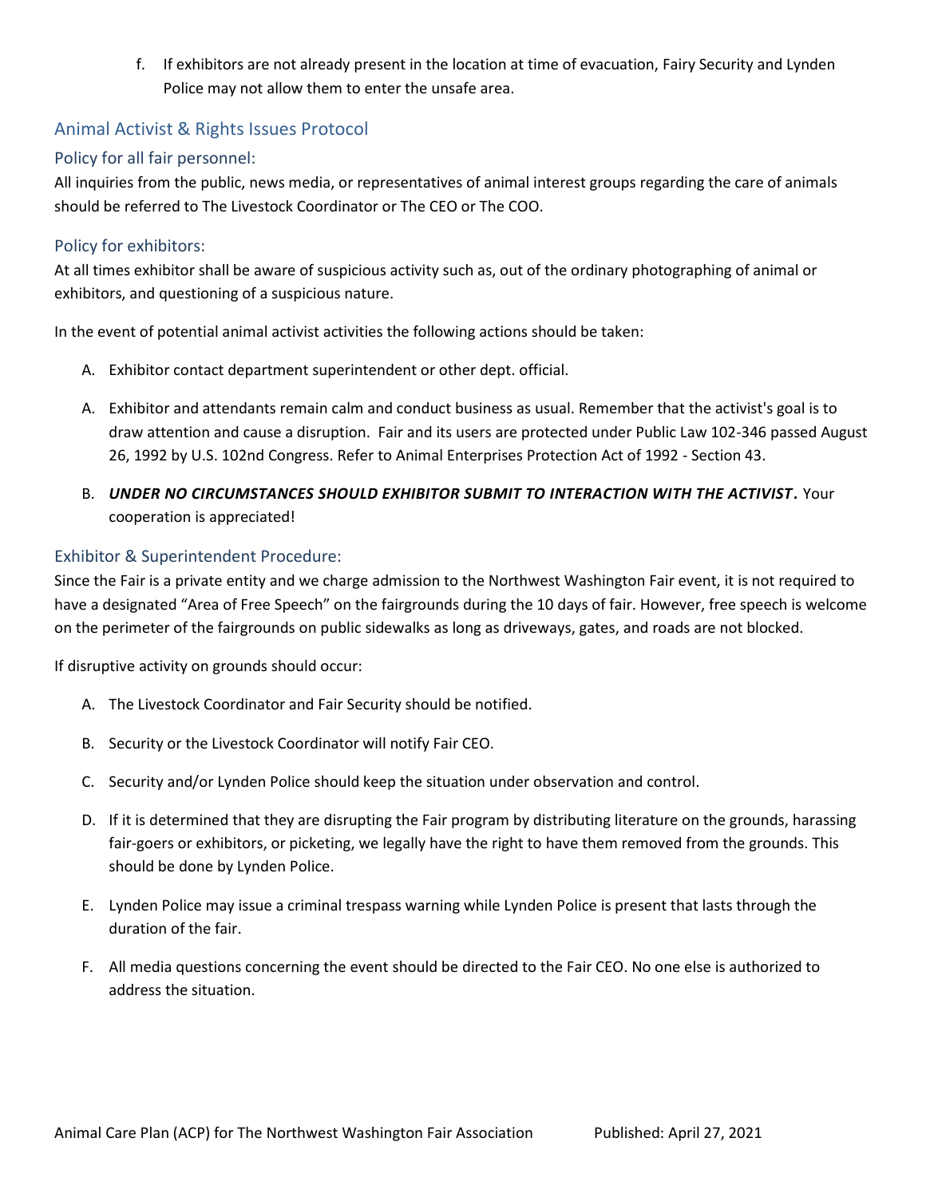f. If exhibitors are not already present in the location at time of evacuation, Fairy Security and Lynden Police may not allow them to enter the unsafe area.

## Animal Activist & Rights Issues Protocol

### Policy for all fair personnel:

All inquiries from the public, news media, or representatives of animal interest groups regarding the care of animals should be referred to The Livestock Coordinator or The CEO or The COO.

### Policy for exhibitors:

At all times exhibitor shall be aware of suspicious activity such as, out of the ordinary photographing of animal or exhibitors, and questioning of a suspicious nature.

In the event of potential animal activist activities the following actions should be taken:

A. Exhibitor contact department superintendent or other dept. official.

A. Exhibitor and attendants remain calm and conduct business as usual. Remember that the activist's goal is to draw attention and cause a disruption. Fair and its users are protected under Public Law 102-346 passed August 26, 1992 by U.S. 102nd Congress. Refer to Animal Enterprises Protection Act of 1992 - Section 43.

B. ***UNDER NO CIRCUMSTANCES SHOULD EXHIBITOR SUBMIT TO INTERACTION WITH THE ACTIVIST.*** Your cooperation is appreciated!

### Exhibitor & Superintendent Procedure:

Since the Fair is a private entity and we charge admission to the Northwest Washington Fair event, it is not required to have a designated "Area of Free Speech" on the fairgrounds during the 10 days of fair. However, free speech is welcome on the perimeter of the fairgrounds on public sidewalks as long as driveways, gates, and roads are not blocked.

If disruptive activity on grounds should occur:

A. The Livestock Coordinator and Fair Security should be notified.

B. Security or the Livestock Coordinator will notify Fair CEO.

C. Security and/or Lynden Police should keep the situation under observation and control.

D. If it is determined that they are disrupting the Fair program by distributing literature on the grounds, harassing fair-goers or exhibitors, or picketing, we legally have the right to have them removed from the grounds. This should be done by Lynden Police.

E. Lynden Police may issue a criminal trespass warning while Lynden Police is present that lasts through the duration of the fair.

F. All media questions concerning the event should be directed to the Fair CEO. No one else is authorized to address the situation.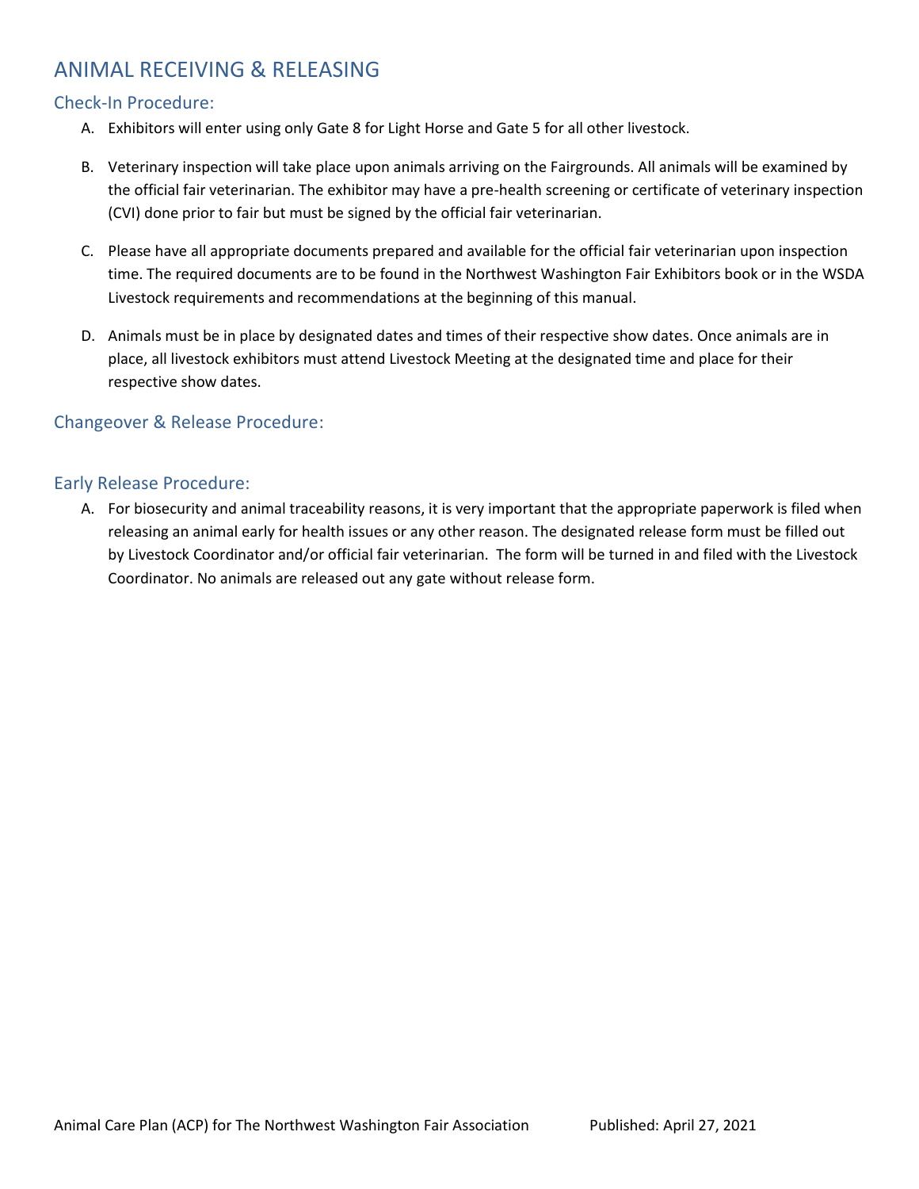## ANIMAL RECEIVING & RELEASING

### Check-In Procedure:

A. Exhibitors will enter using only Gate 8 for Light Horse and Gate 5 for all other livestock.

B. Veterinary inspection will take place upon animals arriving on the Fairgrounds. All animals will be examined by the official fair veterinarian. The exhibitor may have a pre-health screening or certificate of veterinary inspection (CVI) done prior to fair but must be signed by the official fair veterinarian.

C. Please have all appropriate documents prepared and available for the official fair veterinarian upon inspection time. The required documents are to be found in the Northwest Washington Fair Exhibitors book or in the WSDA Livestock requirements and recommendations at the beginning of this manual.

D. Animals must be in place by designated dates and times of their respective show dates. Once animals are in place, all livestock exhibitors must attend Livestock Meeting at the designated time and place for their respective show dates.

### Changeover & Release Procedure:

### Early Release Procedure:

A. For biosecurity and animal traceability reasons, it is very important that the appropriate paperwork is filed when releasing an animal early for health issues or any other reason. The designated release form must be filled out by Livestock Coordinator and/or official fair veterinarian. The form will be turned in and filed with the Livestock Coordinator. No animals are released out any gate without release form.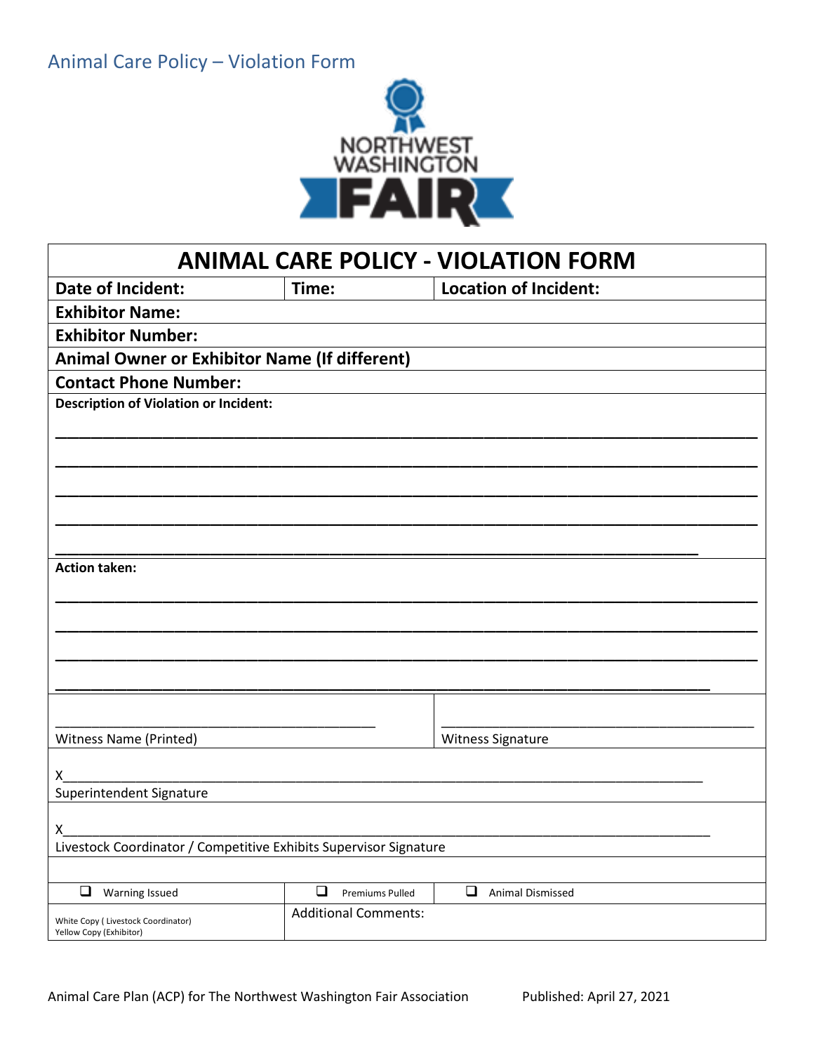# Animal Care Policy – Violation Form

NORTHWEST WASHINGTON FAIR

## ANIMAL CARE POLICY - VIOLATION FORM

| **Date of Incident:** | **Time:** | **Location of Incident:** |
|---|---|---|

**Exhibitor Name:**

**Exhibitor Number:**

**Animal Owner or Exhibitor Name (If different)**

**Contact Phone Number:**

**Description of Violation or Incident:**

______________________________________________________________________________

______________________________________________________________________________

______________________________________________________________________________

______________________________________________________________________________

______________________________________________________________________________

**Action taken:**

______________________________________________________________________________

______________________________________________________________________________

______________________________________________________________________________

______________________________________________________________________________

| ______________________________ Witness Name (Printed) | ______________________________ Witness Signature |
|---|---|

X______________________________________________________________________________
Superintendent Signature

X______________________________________________________________________________
Livestock Coordinator / Competitive Exhibits Supervisor Signature

| ❑ Warning Issued | ❑ Premiums Pulled | ❑ Animal Dismissed |
|---|---|---|
| White Copy ( Livestock Coordinator) Yellow Copy (Exhibitor) | Additional Comments: | |

Animal Care Plan (ACP) for The Northwest Washington Fair Association Published: April 27, 2021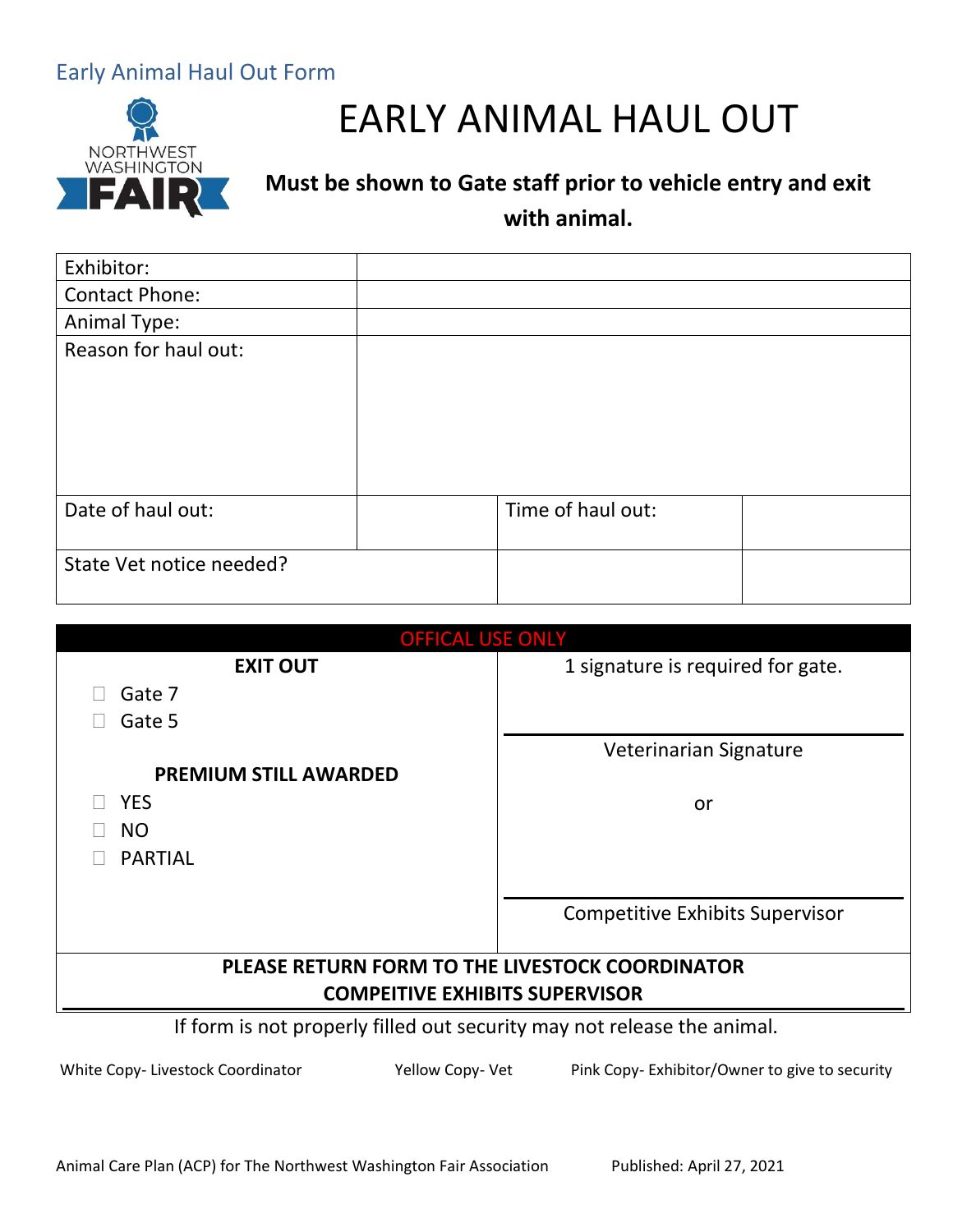Early Animal Haul Out Form

NORTHWEST WASHINGTON FAIR

# EARLY ANIMAL HAUL OUT

**Must be shown to Gate staff prior to vehicle entry and exit with animal.**

| | | | |
|---|---|---|---|
| Exhibitor: | | | |
| Contact Phone: | | | |
| Animal Type: | | | |
| Reason for haul out: | | | |
| Date of haul out: | | Time of haul out: | |
| State Vet notice needed? | | | |

| OFFICAL USE ONLY | |
|---|---|
| **EXIT OUT**<br>☐ Gate 7<br>☐ Gate 5<br><br>**PREMIUM STILL AWARDED**<br>☐ YES<br>☐ NO<br>☐ PARTIAL | 1 signature is required for gate.<br><br>\_\_\_\_\_\_\_\_\_\_\_\_\_\_\_\_\_\_\_\_<br>Veterinarian Signature<br><br>or<br><br>\_\_\_\_\_\_\_\_\_\_\_\_\_\_\_\_\_\_\_\_<br>Competitive Exhibits Supervisor |

**PLEASE RETURN FORM TO THE LIVESTOCK COORDINATOR**
**COMPEITIVE EXHIBITS SUPERVISOR**

If form is not properly filled out security may not release the animal.

White Copy- Livestock Coordinator Yellow Copy- Vet Pink Copy- Exhibitor/Owner to give to security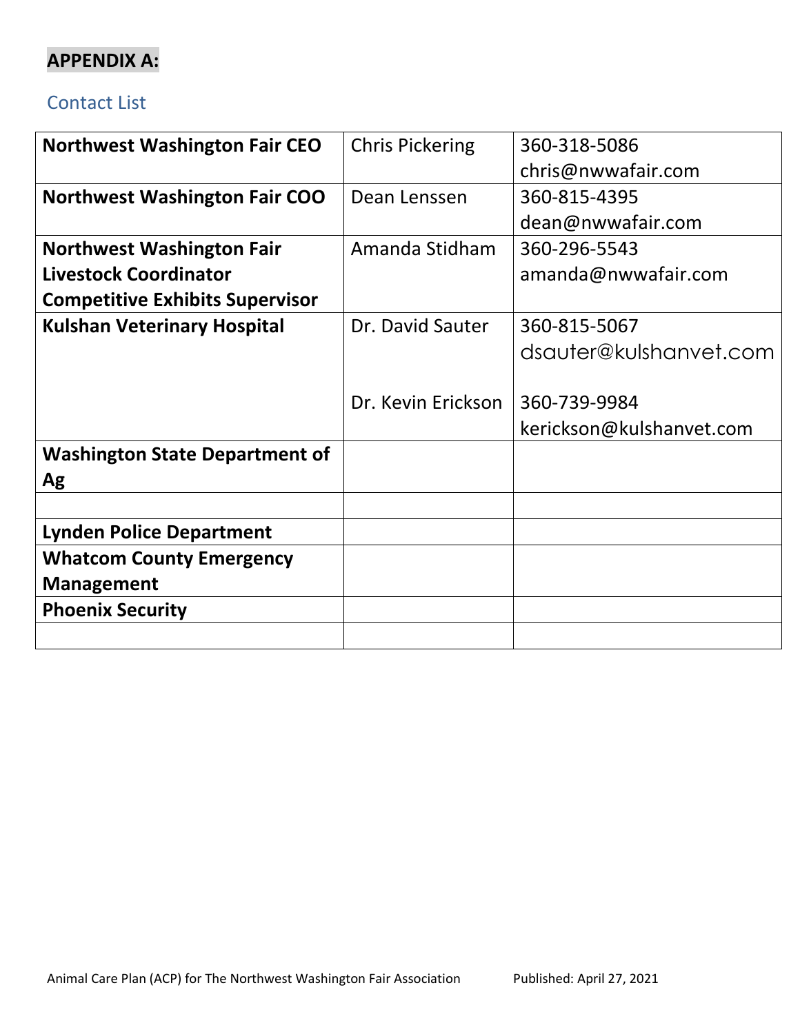**APPENDIX A:**

## Contact List

| | | |
|---|---|---|
| **Northwest Washington Fair CEO** | Chris Pickering | 360-318-5086<br>chris@nwwafair.com |
| **Northwest Washington Fair COO** | Dean Lenssen | 360-815-4395<br>dean@nwwafair.com |
| **Northwest Washington Fair Livestock Coordinator Competitive Exhibits Supervisor** | Amanda Stidham | 360-296-5543<br>amanda@nwwafair.com |
| **Kulshan Veterinary Hospital** | Dr. David Sauter<br><br>Dr. Kevin Erickson | 360-815-5067<br>dsauter@kulshanvet.com<br><br>360-739-9984<br>kerickson@kulshanvet.com |
| **Washington State Department of Ag** | | |
| | | |
| **Lynden Police Department** | | |
| **Whatcom County Emergency Management** | | |
| **Phoenix Security** | | |
| | | |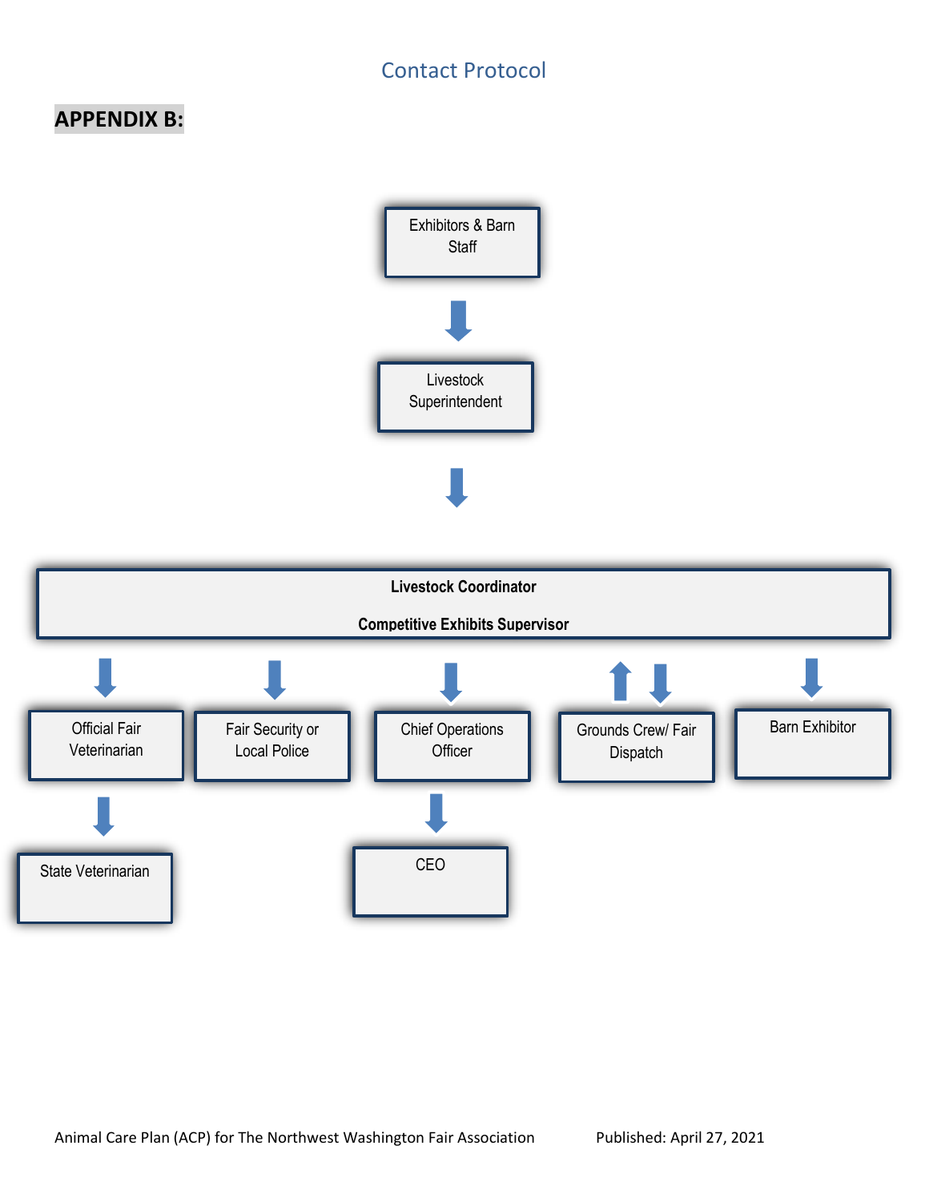## Contact Protocol

**APPENDIX B:**

Exhibitors & Barn Staff

Livestock Superintendent

**Livestock Coordinator**

**Competitive Exhibits Supervisor**

Official Fair Veterinarian

Fair Security or Local Police

Chief Operations Officer

Grounds Crew/ Fair Dispatch

Barn Exhibitor

State Veterinarian

CEO